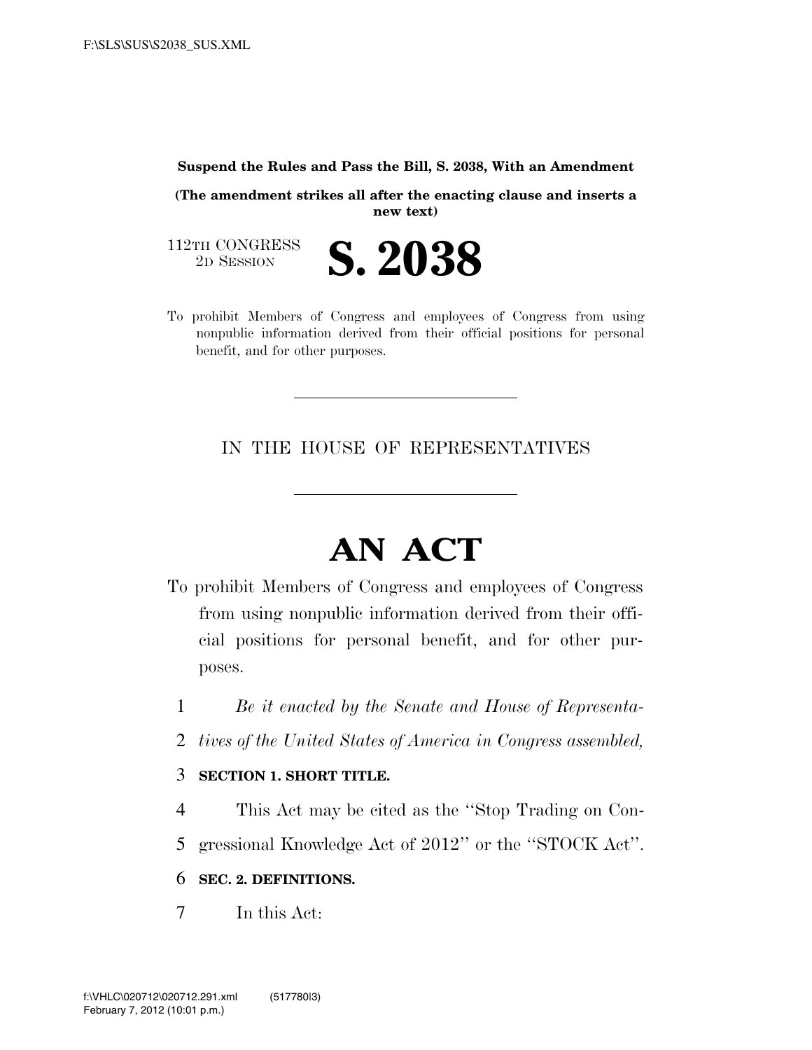**Suspend the Rules and Pass the Bill, S. 2038, With an Amendment**

**(The amendment strikes all after the enacting clause and inserts a new text)**

112TH CONGRESS
2D SESSION

# S. 2038

To prohibit Members of Congress and employees of Congress from using nonpublic information derived from their official positions for personal benefit, and for other purposes.

---

IN THE HOUSE OF REPRESENTATIVES

---

# AN ACT

To prohibit Members of Congress and employees of Congress from using nonpublic information derived from their official positions for personal benefit, and for other purposes.

1 *Be it enacted by the Senate and House of Representa-*
2 *tives of the United States of America in Congress assembled,*

3 **SECTION 1. SHORT TITLE.**

4 This Act may be cited as the ''Stop Trading on Con-
5 gressional Knowledge Act of 2012'' or the ''STOCK Act''.

6 **SEC. 2. DEFINITIONS.**

7 In this Act: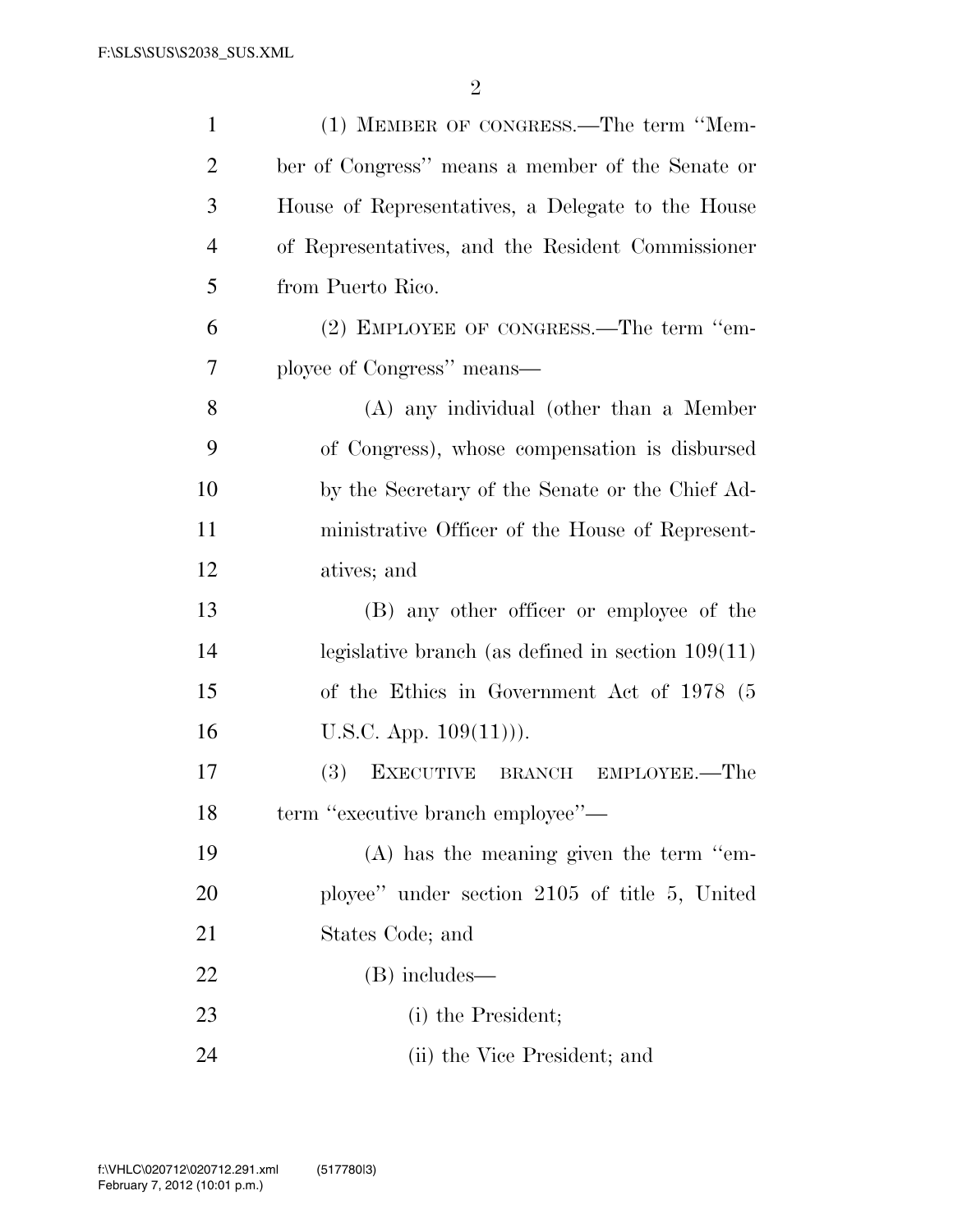(1) MEMBER OF CONGRESS.—The term ''Member of Congress'' means a member of the Senate or House of Representatives, a Delegate to the House of Representatives, and the Resident Commissioner from Puerto Rico.

(2) EMPLOYEE OF CONGRESS.—The term ''employee of Congress'' means—

(A) any individual (other than a Member of Congress), whose compensation is disbursed by the Secretary of the Senate or the Chief Administrative Officer of the House of Representatives; and

(B) any other officer or employee of the legislative branch (as defined in section 109(11) of the Ethics in Government Act of 1978 (5 U.S.C. App. 109(11))).

(3) EXECUTIVE BRANCH EMPLOYEE.—The term ''executive branch employee''—

(A) has the meaning given the term ''employee'' under section 2105 of title 5, United States Code; and

(B) includes—

(i) the President;

(ii) the Vice President; and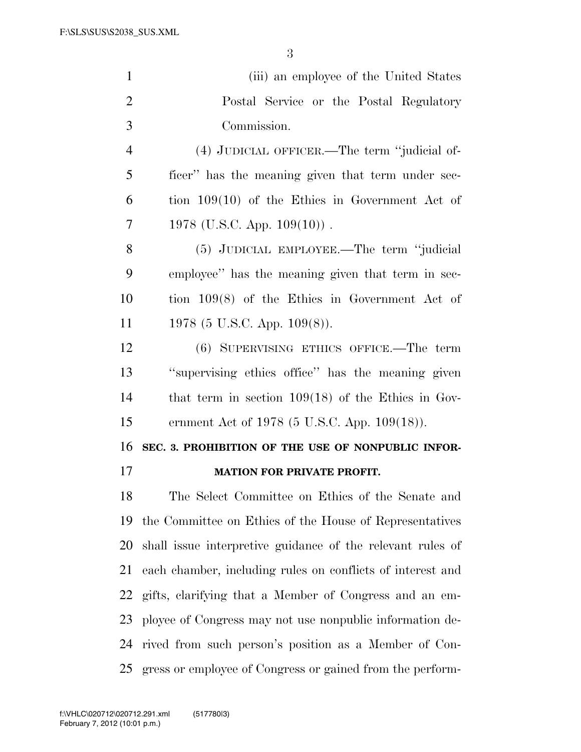(iii) an employee of the United States Postal Service or the Postal Regulatory Commission.

(4) JUDICIAL OFFICER.—The term "judicial officer" has the meaning given that term under section 109(10) of the Ethics in Government Act of 1978 (U.S.C. App. 109(10)) .

(5) JUDICIAL EMPLOYEE.—The term "judicial employee" has the meaning given that term in section 109(8) of the Ethics in Government Act of 1978 (5 U.S.C. App. 109(8)).

(6) SUPERVISING ETHICS OFFICE.—The term "supervising ethics office" has the meaning given that term in section 109(18) of the Ethics in Government Act of 1978 (5 U.S.C. App. 109(18)).

## SEC. 3. PROHIBITION OF THE USE OF NONPUBLIC INFORMATION FOR PRIVATE PROFIT.

The Select Committee on Ethics of the Senate and the Committee on Ethics of the House of Representatives shall issue interpretive guidance of the relevant rules of each chamber, including rules on conflicts of interest and gifts, clarifying that a Member of Congress and an employee of Congress may not use nonpublic information derived from such person's position as a Member of Congress or employee of Congress or gained from the perform-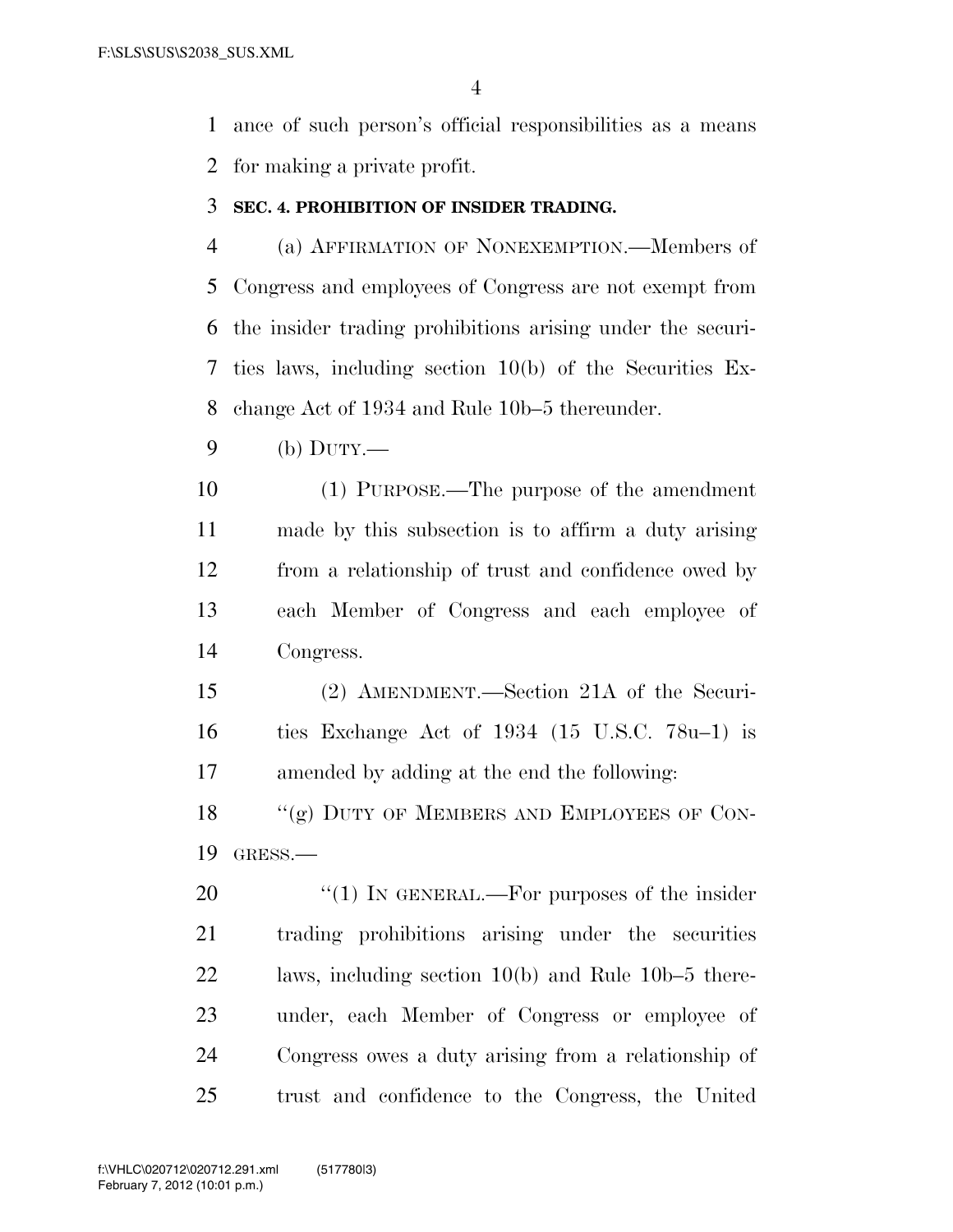ance of such person's official responsibilities as a means for making a private profit.

**SEC. 4. PROHIBITION OF INSIDER TRADING.**

(a) AFFIRMATION OF NONEXEMPTION.—Members of Congress and employees of Congress are not exempt from the insider trading prohibitions arising under the securities laws, including section 10(b) of the Securities Exchange Act of 1934 and Rule 10b–5 thereunder.

(b) DUTY.—

(1) PURPOSE.—The purpose of the amendment made by this subsection is to affirm a duty arising from a relationship of trust and confidence owed by each Member of Congress and each employee of Congress.

(2) AMENDMENT.—Section 21A of the Securities Exchange Act of 1934 (15 U.S.C. 78u–1) is amended by adding at the end the following:

"(g) DUTY OF MEMBERS AND EMPLOYEES OF CONGRESS.—

"(1) IN GENERAL.—For purposes of the insider trading prohibitions arising under the securities laws, including section 10(b) and Rule 10b–5 thereunder, each Member of Congress or employee of Congress owes a duty arising from a relationship of trust and confidence to the Congress, the United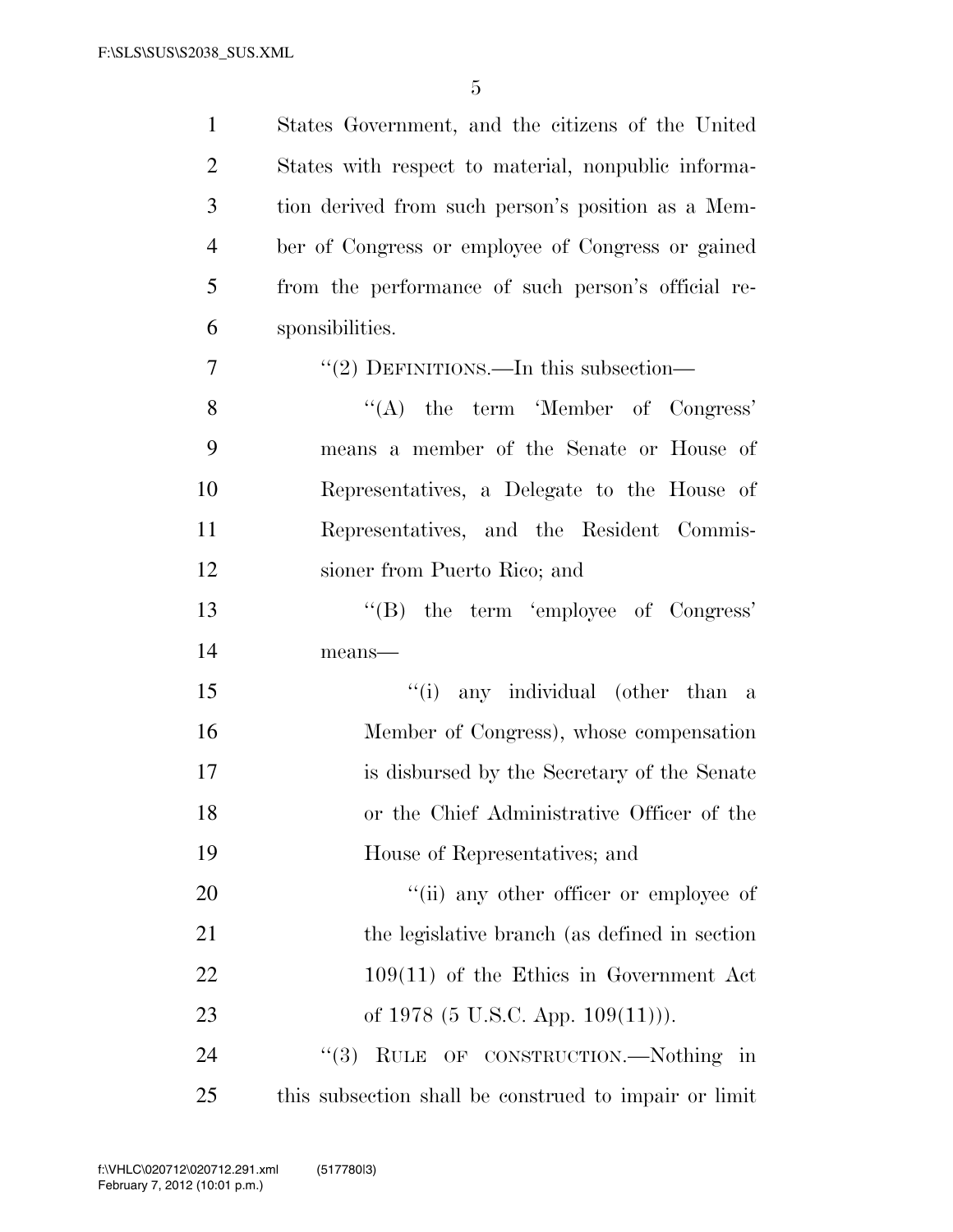States Government, and the citizens of the United States with respect to material, nonpublic information derived from such person's position as a Member of Congress or employee of Congress or gained from the performance of such person's official responsibilities.

"(2) DEFINITIONS.—In this subsection—

"(A) the term 'Member of Congress' means a member of the Senate or House of Representatives, a Delegate to the House of Representatives, and the Resident Commissioner from Puerto Rico; and

"(B) the term 'employee of Congress' means—

"(i) any individual (other than a Member of Congress), whose compensation is disbursed by the Secretary of the Senate or the Chief Administrative Officer of the House of Representatives; and

"(ii) any other officer or employee of the legislative branch (as defined in section 109(11) of the Ethics in Government Act of 1978 (5 U.S.C. App. 109(11))).

"(3) RULE OF CONSTRUCTION.—Nothing in this subsection shall be construed to impair or limit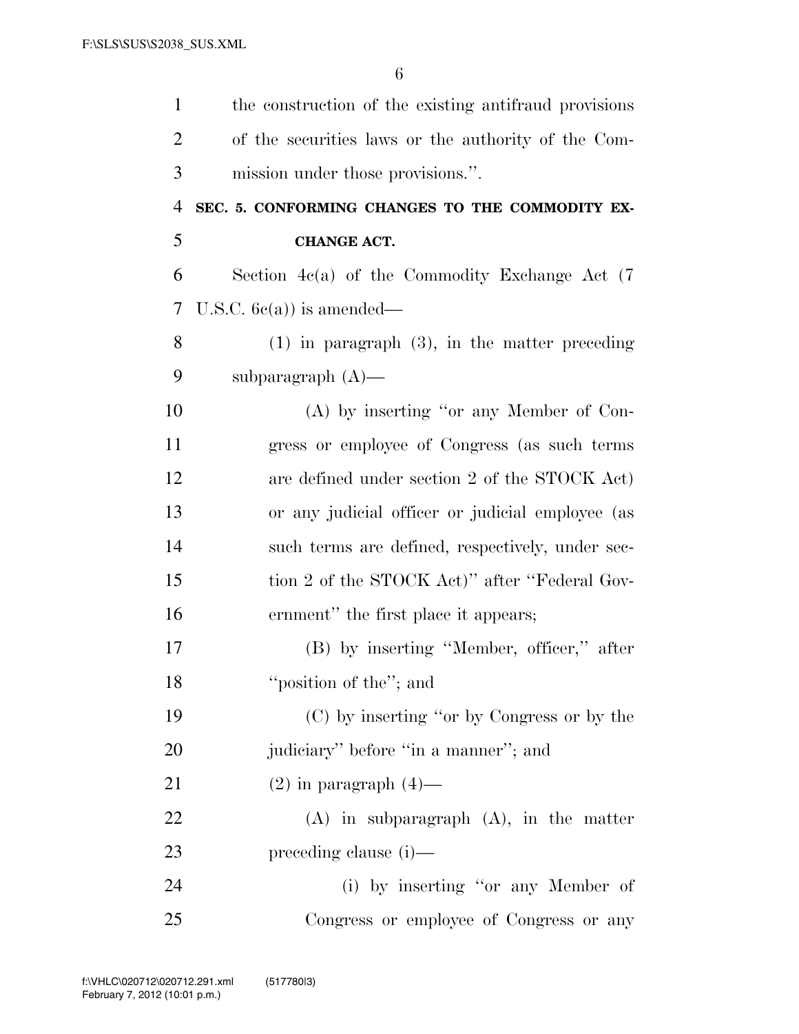the construction of the existing antifraud provisions of the securities laws or the authority of the Commission under those provisions.''.

## SEC. 5. CONFORMING CHANGES TO THE COMMODITY EXCHANGE ACT.

Section 4c(a) of the Commodity Exchange Act (7 U.S.C. 6c(a)) is amended—

(1) in paragraph (3), in the matter preceding subparagraph (A)—

(A) by inserting ''or any Member of Congress or employee of Congress (as such terms are defined under section 2 of the STOCK Act) or any judicial officer or judicial employee (as such terms are defined, respectively, under section 2 of the STOCK Act)'' after ''Federal Government'' the first place it appears;

(B) by inserting ''Member, officer,'' after ''position of the''; and

(C) by inserting ''or by Congress or by the judiciary'' before ''in a manner''; and

(2) in paragraph (4)—

(A) in subparagraph (A), in the matter preceding clause (i)—

(i) by inserting ''or any Member of Congress or employee of Congress or any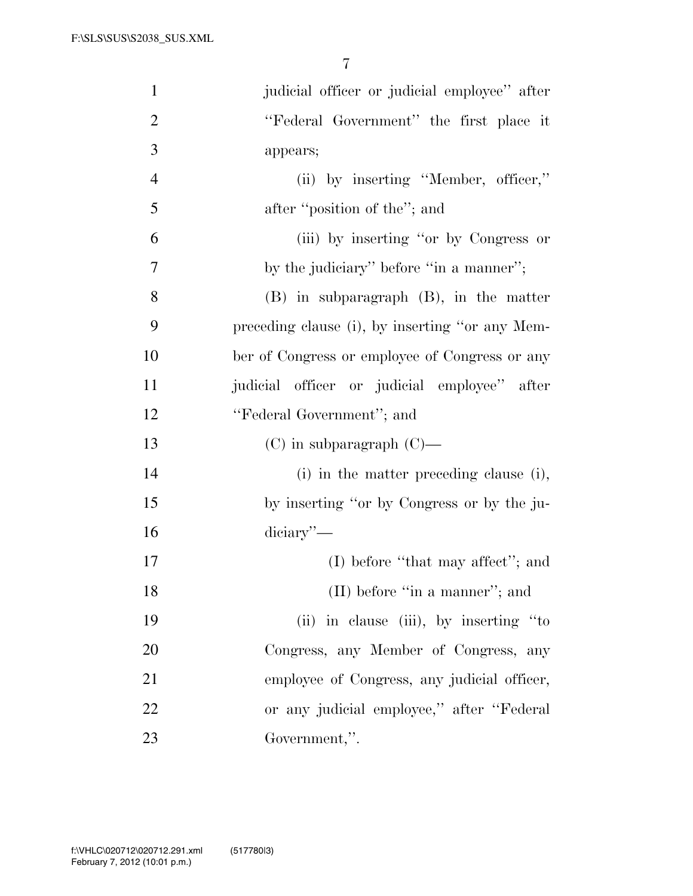judicial officer or judicial employee'' after ''Federal Government'' the first place it appears;

(ii) by inserting ''Member, officer,'' after ''position of the''; and

(iii) by inserting ''or by Congress or by the judiciary'' before ''in a manner'';

(B) in subparagraph (B), in the matter preceding clause (i), by inserting ''or any Member of Congress or employee of Congress or any judicial officer or judicial employee'' after ''Federal Government''; and

(C) in subparagraph (C)—

(i) in the matter preceding clause (i), by inserting ''or by Congress or by the judiciary''—

(I) before ''that may affect''; and

(II) before ''in a manner''; and

(ii) in clause (iii), by inserting ''to Congress, any Member of Congress, any employee of Congress, any judicial officer, or any judicial employee,'' after ''Federal Government,''.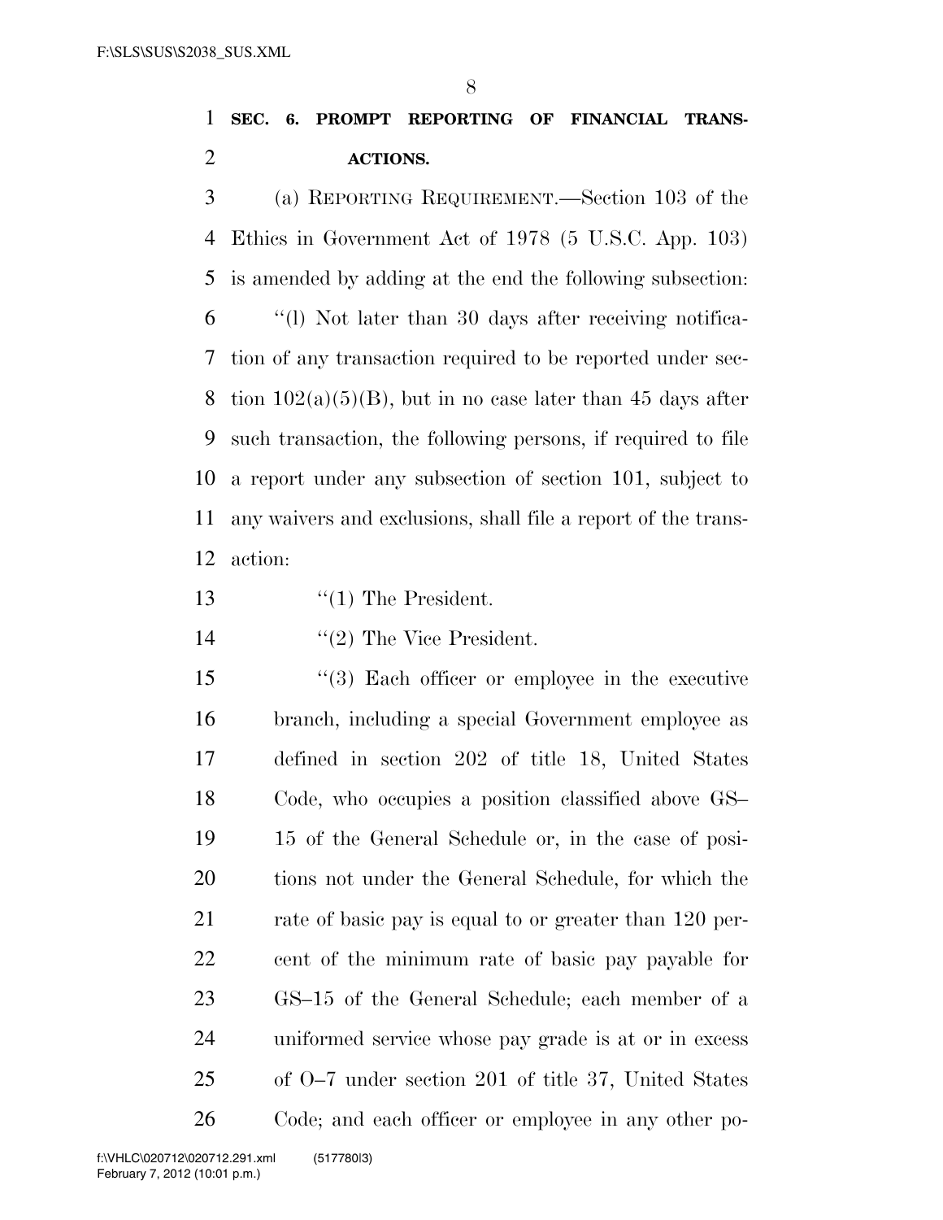**SEC. 6. PROMPT REPORTING OF FINANCIAL TRANSACTIONS.**

(a) REPORTING REQUIREMENT.—Section 103 of the Ethics in Government Act of 1978 (5 U.S.C. App. 103) is amended by adding at the end the following subsection:

''(l) Not later than 30 days after receiving notification of any transaction required to be reported under section 102(a)(5)(B), but in no case later than 45 days after such transaction, the following persons, if required to file a report under any subsection of section 101, subject to any waivers and exclusions, shall file a report of the transaction:

''(1) The President.

''(2) The Vice President.

''(3) Each officer or employee in the executive branch, including a special Government employee as defined in section 202 of title 18, United States Code, who occupies a position classified above GS–15 of the General Schedule or, in the case of positions not under the General Schedule, for which the rate of basic pay is equal to or greater than 120 percent of the minimum rate of basic pay payable for GS–15 of the General Schedule; each member of a uniformed service whose pay grade is at or in excess of O–7 under section 201 of title 37, United States Code; and each officer or employee in any other po-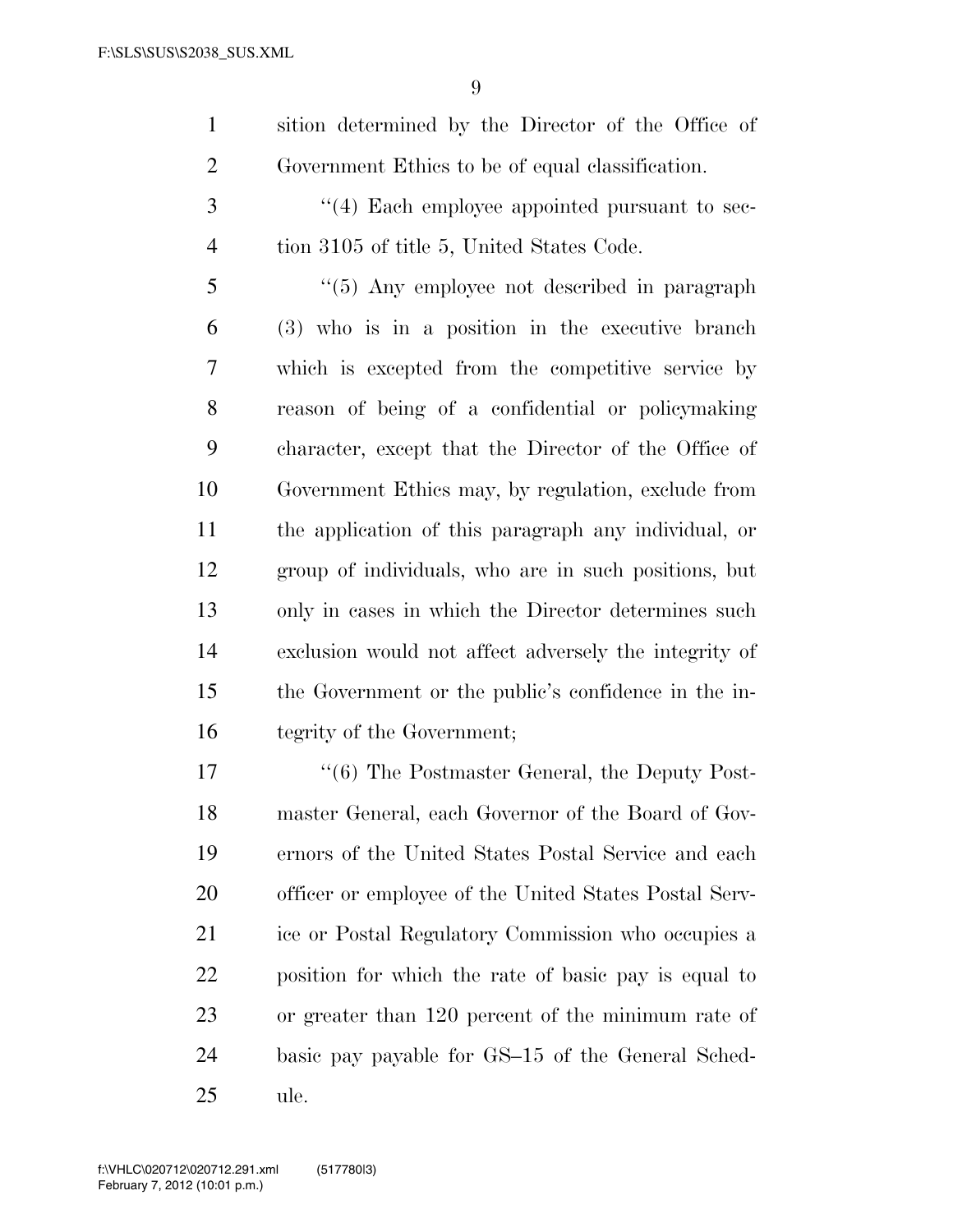sition determined by the Director of the Office of Government Ethics to be of equal classification.

''(4) Each employee appointed pursuant to section 3105 of title 5, United States Code.

''(5) Any employee not described in paragraph (3) who is in a position in the executive branch which is excepted from the competitive service by reason of being of a confidential or policymaking character, except that the Director of the Office of Government Ethics may, by regulation, exclude from the application of this paragraph any individual, or group of individuals, who are in such positions, but only in cases in which the Director determines such exclusion would not affect adversely the integrity of the Government or the public's confidence in the integrity of the Government;

''(6) The Postmaster General, the Deputy Postmaster General, each Governor of the Board of Governors of the United States Postal Service and each officer or employee of the United States Postal Service or Postal Regulatory Commission who occupies a position for which the rate of basic pay is equal to or greater than 120 percent of the minimum rate of basic pay payable for GS–15 of the General Schedule.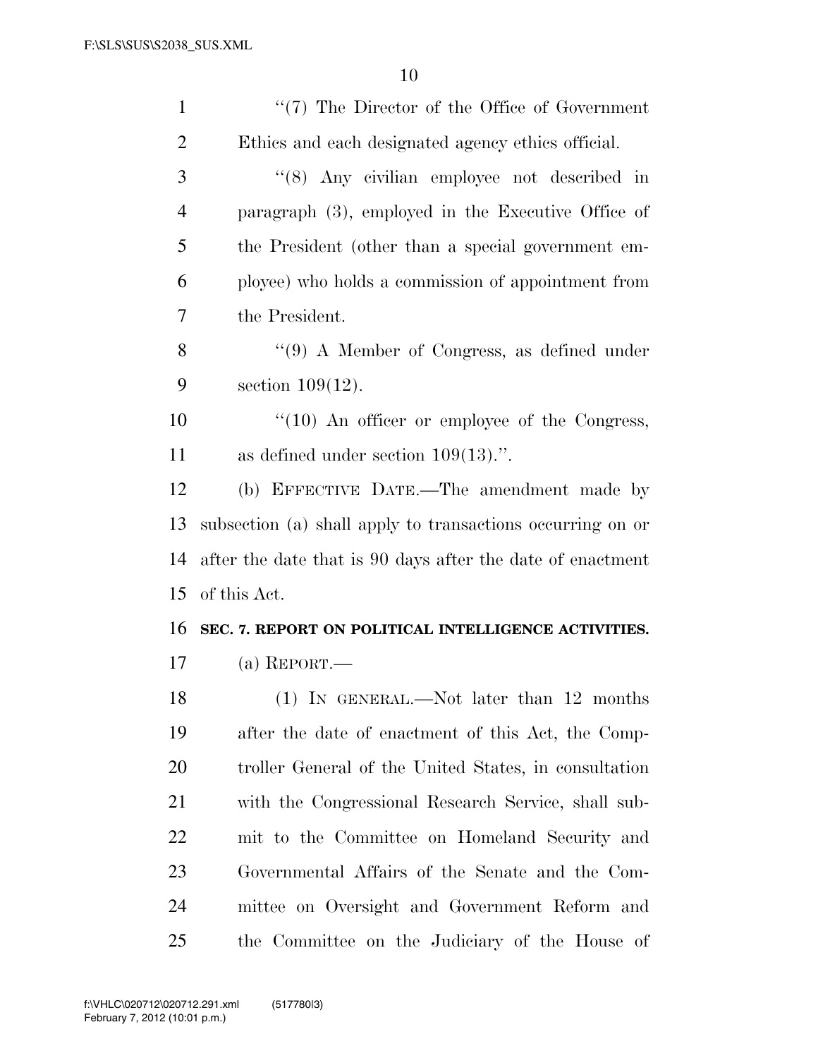"(7) The Director of the Office of Government Ethics and each designated agency ethics official.

"(8) Any civilian employee not described in paragraph (3), employed in the Executive Office of the President (other than a special government employee) who holds a commission of appointment from the President.

"(9) A Member of Congress, as defined under section 109(12).

"(10) An officer or employee of the Congress, as defined under section 109(13).".

(b) EFFECTIVE DATE.—The amendment made by subsection (a) shall apply to transactions occurring on or after the date that is 90 days after the date of enactment of this Act.

**SEC. 7. REPORT ON POLITICAL INTELLIGENCE ACTIVITIES.**

(a) REPORT.—

(1) IN GENERAL.—Not later than 12 months after the date of enactment of this Act, the Comptroller General of the United States, in consultation with the Congressional Research Service, shall submit to the Committee on Homeland Security and Governmental Affairs of the Senate and the Committee on Oversight and Government Reform and the Committee on the Judiciary of the House of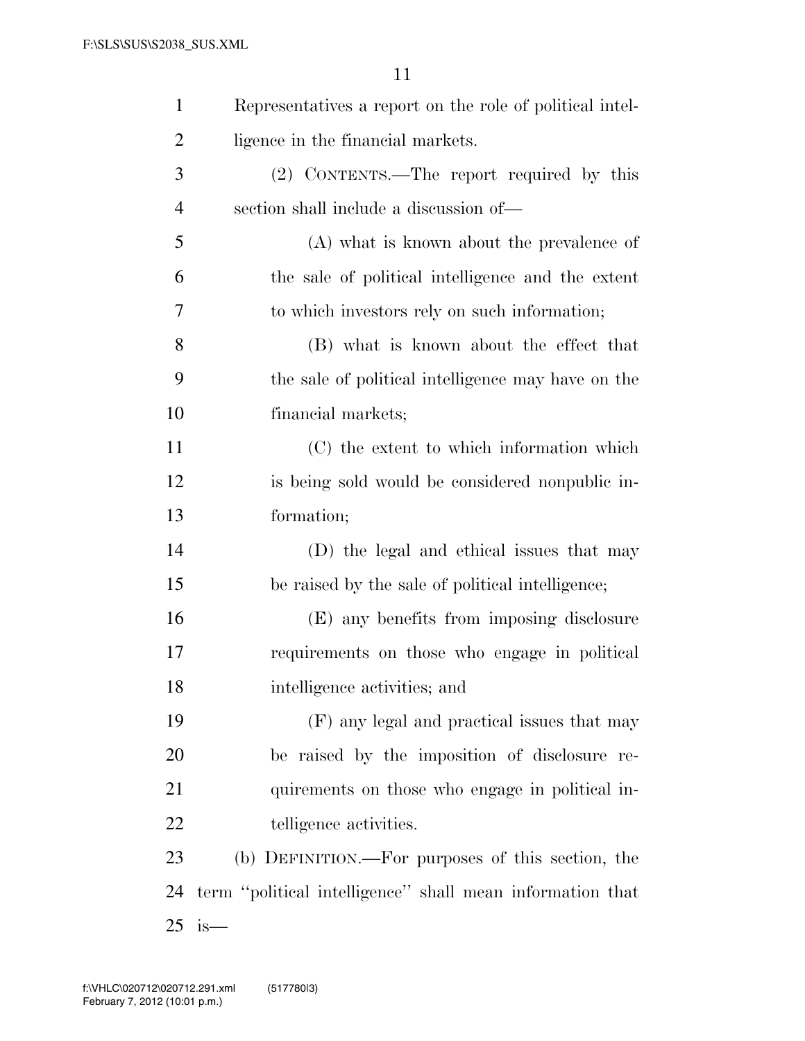Representatives a report on the role of political intelligence in the financial markets.

(2) CONTENTS.—The report required by this section shall include a discussion of—

(A) what is known about the prevalence of the sale of political intelligence and the extent to which investors rely on such information;

(B) what is known about the effect that the sale of political intelligence may have on the financial markets;

(C) the extent to which information which is being sold would be considered nonpublic information;

(D) the legal and ethical issues that may be raised by the sale of political intelligence;

(E) any benefits from imposing disclosure requirements on those who engage in political intelligence activities; and

(F) any legal and practical issues that may be raised by the imposition of disclosure requirements on those who engage in political intelligence activities.

(b) DEFINITION.—For purposes of this section, the term ''political intelligence'' shall mean information that is—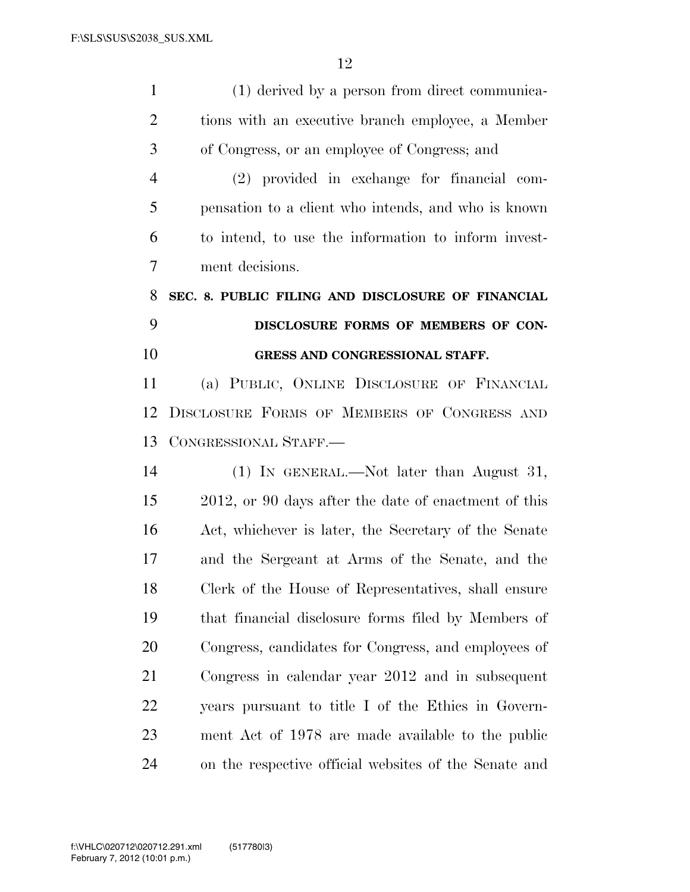(1) derived by a person from direct communications with an executive branch employee, a Member of Congress, or an employee of Congress; and

(2) provided in exchange for financial compensation to a client who intends, and who is known to intend, to use the information to inform investment decisions.

### SEC. 8. PUBLIC FILING AND DISCLOSURE OF FINANCIAL DISCLOSURE FORMS OF MEMBERS OF CONGRESS AND CONGRESSIONAL STAFF.

(a) PUBLIC, ONLINE DISCLOSURE OF FINANCIAL DISCLOSURE FORMS OF MEMBERS OF CONGRESS AND CONGRESSIONAL STAFF.—

(1) IN GENERAL.—Not later than August 31, 2012, or 90 days after the date of enactment of this Act, whichever is later, the Secretary of the Senate and the Sergeant at Arms of the Senate, and the Clerk of the House of Representatives, shall ensure that financial disclosure forms filed by Members of Congress, candidates for Congress, and employees of Congress in calendar year 2012 and in subsequent years pursuant to title I of the Ethics in Government Act of 1978 are made available to the public on the respective official websites of the Senate and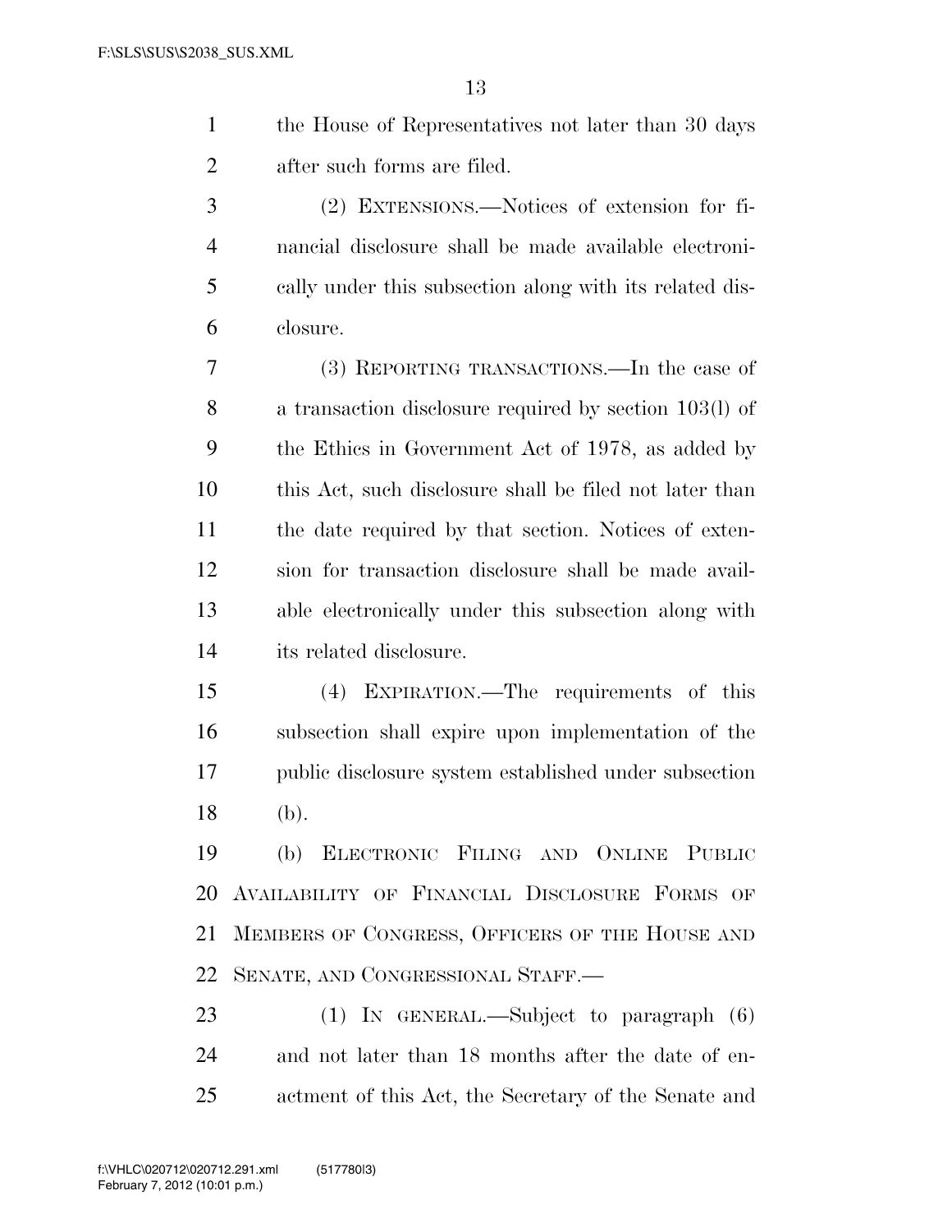the House of Representatives not later than 30 days after such forms are filed.

(2) EXTENSIONS.—Notices of extension for financial disclosure shall be made available electronically under this subsection along with its related disclosure.

(3) REPORTING TRANSACTIONS.—In the case of a transaction disclosure required by section 103(l) of the Ethics in Government Act of 1978, as added by this Act, such disclosure shall be filed not later than the date required by that section. Notices of extension for transaction disclosure shall be made available electronically under this subsection along with its related disclosure.

(4) EXPIRATION.—The requirements of this subsection shall expire upon implementation of the public disclosure system established under subsection (b).

(b) ELECTRONIC FILING AND ONLINE PUBLIC AVAILABILITY OF FINANCIAL DISCLOSURE FORMS OF MEMBERS OF CONGRESS, OFFICERS OF THE HOUSE AND SENATE, AND CONGRESSIONAL STAFF.—

(1) IN GENERAL.—Subject to paragraph (6) and not later than 18 months after the date of enactment of this Act, the Secretary of the Senate and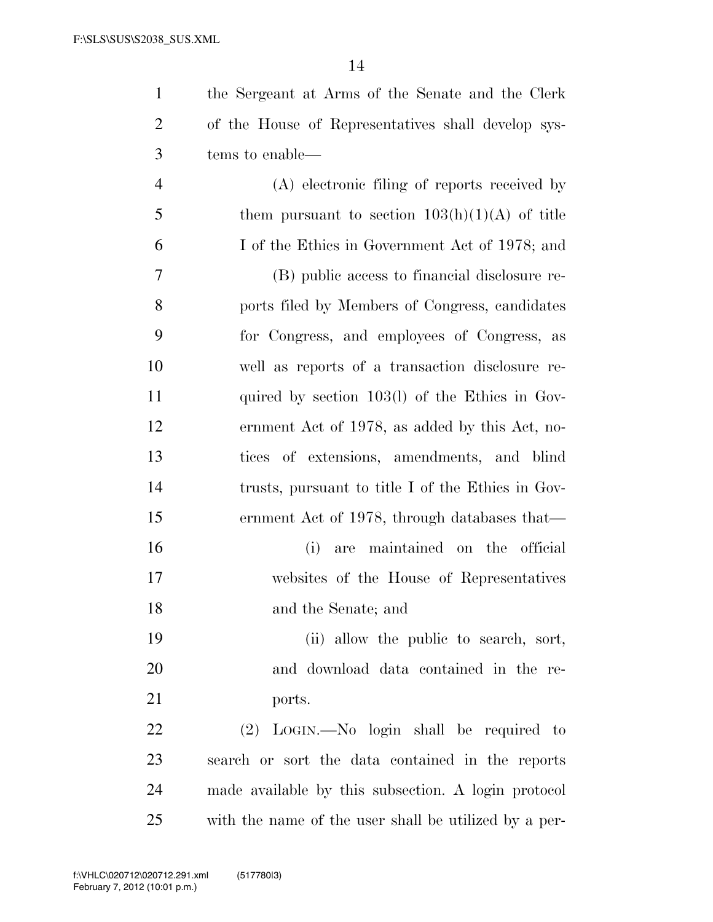the Sergeant at Arms of the Senate and the Clerk of the House of Representatives shall develop systems to enable—

(A) electronic filing of reports received by them pursuant to section 103(h)(1)(A) of title I of the Ethics in Government Act of 1978; and

(B) public access to financial disclosure reports filed by Members of Congress, candidates for Congress, and employees of Congress, as well as reports of a transaction disclosure required by section 103(l) of the Ethics in Government Act of 1978, as added by this Act, notices of extensions, amendments, and blind trusts, pursuant to title I of the Ethics in Government Act of 1978, through databases that—

(i) are maintained on the official websites of the House of Representatives and the Senate; and

(ii) allow the public to search, sort, and download data contained in the reports.

(2) LOGIN.—No login shall be required to search or sort the data contained in the reports made available by this subsection. A login protocol with the name of the user shall be utilized by a per-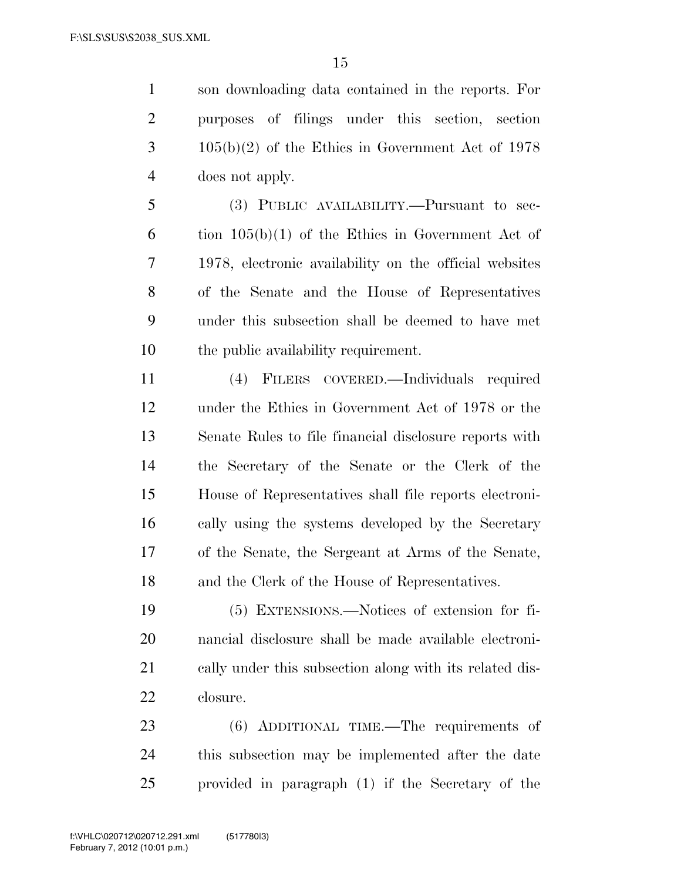son downloading data contained in the reports. For purposes of filings under this section, section 105(b)(2) of the Ethics in Government Act of 1978 does not apply.

(3) PUBLIC AVAILABILITY.—Pursuant to section 105(b)(1) of the Ethics in Government Act of 1978, electronic availability on the official websites of the Senate and the House of Representatives under this subsection shall be deemed to have met the public availability requirement.

(4) FILERS COVERED.—Individuals required under the Ethics in Government Act of 1978 or the Senate Rules to file financial disclosure reports with the Secretary of the Senate or the Clerk of the House of Representatives shall file reports electronically using the systems developed by the Secretary of the Senate, the Sergeant at Arms of the Senate, and the Clerk of the House of Representatives.

(5) EXTENSIONS.—Notices of extension for financial disclosure shall be made available electronically under this subsection along with its related disclosure.

(6) ADDITIONAL TIME.—The requirements of this subsection may be implemented after the date provided in paragraph (1) if the Secretary of the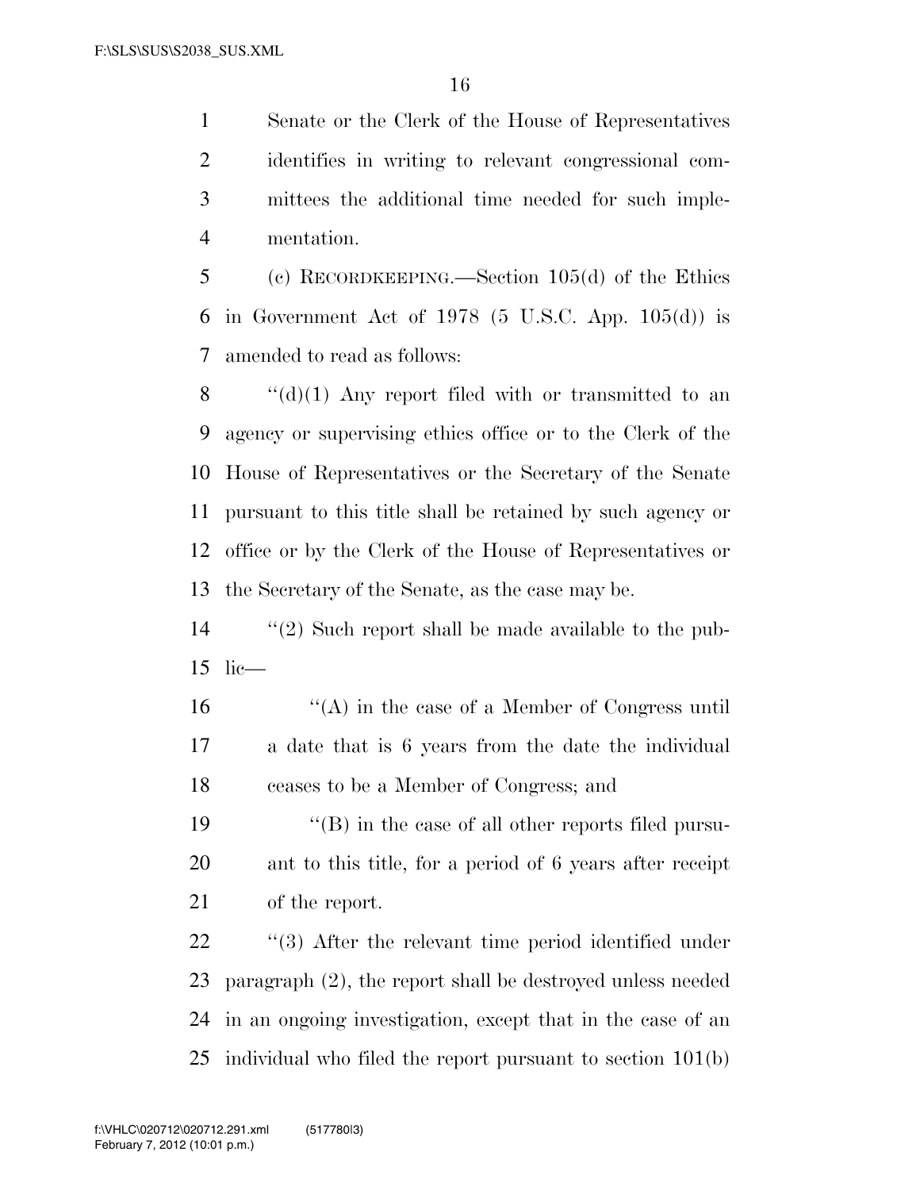Senate or the Clerk of the House of Representatives identifies in writing to relevant congressional committees the additional time needed for such implementation.

(c) RECORDKEEPING.—Section 105(d) of the Ethics in Government Act of 1978 (5 U.S.C. App. 105(d)) is amended to read as follows:

''(d)(1) Any report filed with or transmitted to an agency or supervising ethics office or to the Clerk of the House of Representatives or the Secretary of the Senate pursuant to this title shall be retained by such agency or office or by the Clerk of the House of Representatives or the Secretary of the Senate, as the case may be.

''(2) Such report shall be made available to the public—

''(A) in the case of a Member of Congress until a date that is 6 years from the date the individual ceases to be a Member of Congress; and

''(B) in the case of all other reports filed pursuant to this title, for a period of 6 years after receipt of the report.

''(3) After the relevant time period identified under paragraph (2), the report shall be destroyed unless needed in an ongoing investigation, except that in the case of an individual who filed the report pursuant to section 101(b)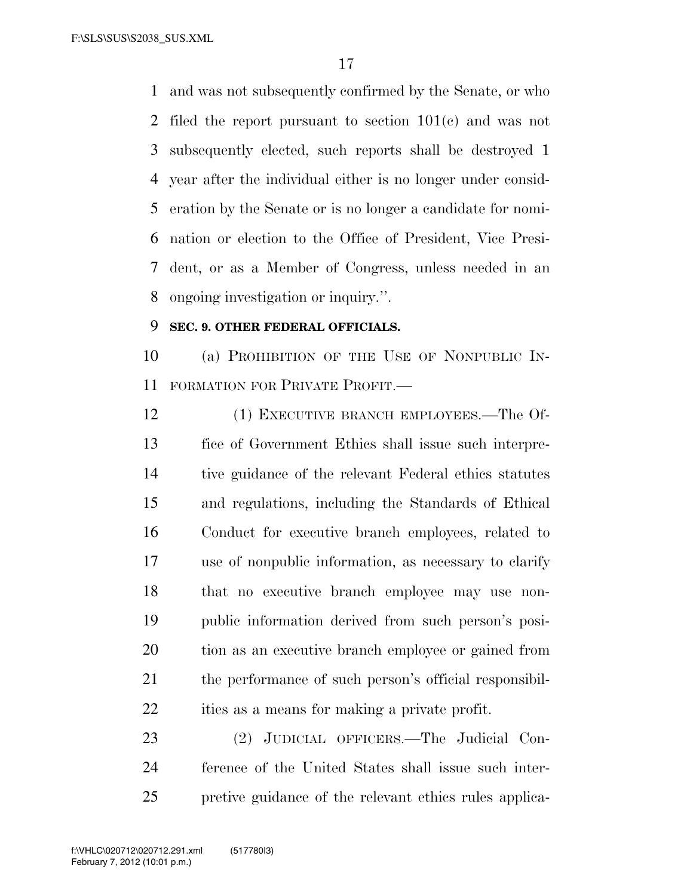and was not subsequently confirmed by the Senate, or who filed the report pursuant to section 101(c) and was not subsequently elected, such reports shall be destroyed 1 year after the individual either is no longer under consideration by the Senate or is no longer a candidate for nomination or election to the Office of President, Vice President, or as a Member of Congress, unless needed in an ongoing investigation or inquiry.''.

**SEC. 9. OTHER FEDERAL OFFICIALS.**

(a) PROHIBITION OF THE USE OF NONPUBLIC INFORMATION FOR PRIVATE PROFIT.—

(1) EXECUTIVE BRANCH EMPLOYEES.—The Office of Government Ethics shall issue such interpretive guidance of the relevant Federal ethics statutes and regulations, including the Standards of Ethical Conduct for executive branch employees, related to use of nonpublic information, as necessary to clarify that no executive branch employee may use nonpublic information derived from such person's position as an executive branch employee or gained from the performance of such person's official responsibilities as a means for making a private profit.

(2) JUDICIAL OFFICERS.—The Judicial Conference of the United States shall issue such interpretive guidance of the relevant ethics rules applica-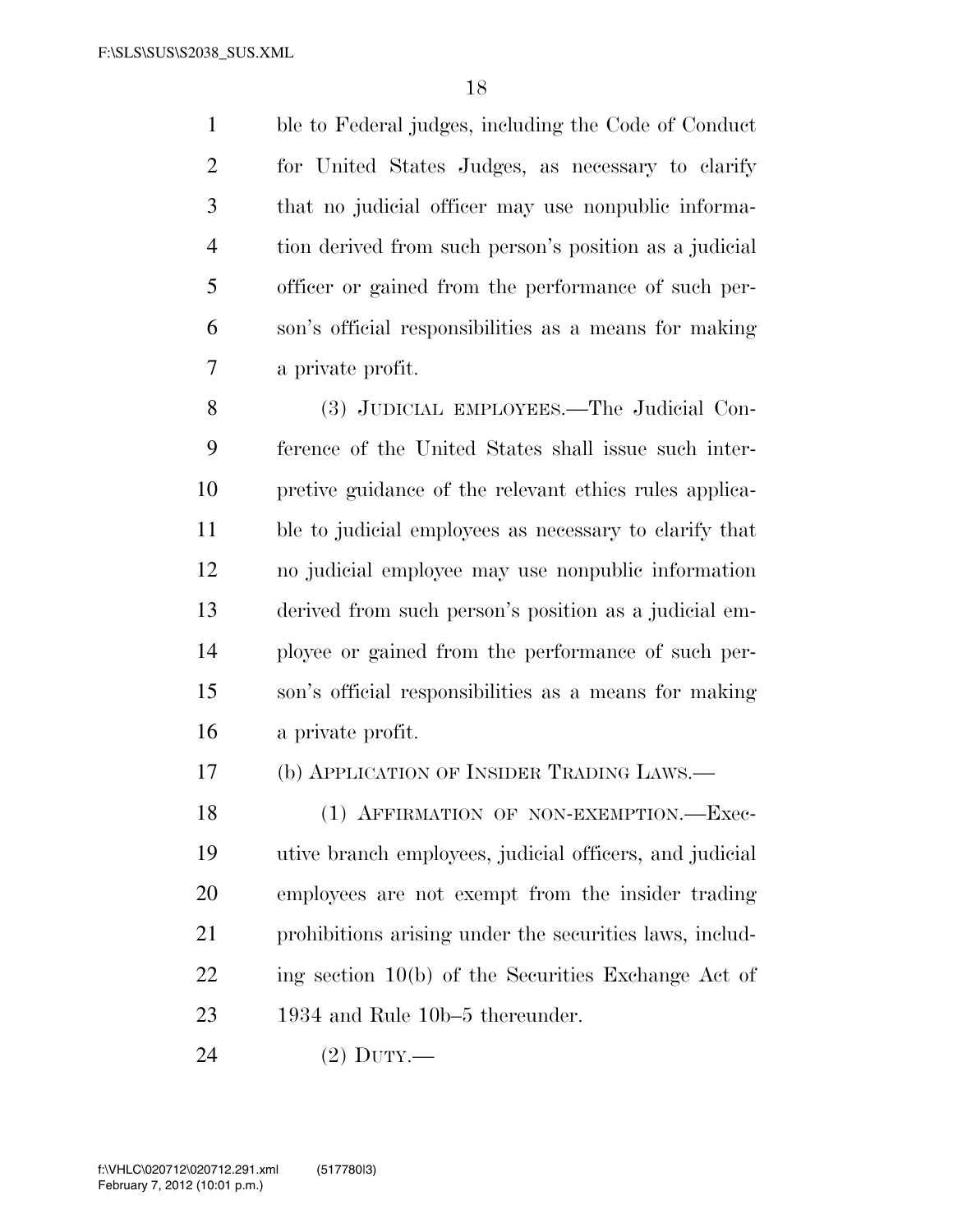ble to Federal judges, including the Code of Conduct for United States Judges, as necessary to clarify that no judicial officer may use nonpublic information derived from such person's position as a judicial officer or gained from the performance of such person's official responsibilities as a means for making a private profit.

(3) JUDICIAL EMPLOYEES.—The Judicial Conference of the United States shall issue such interpretive guidance of the relevant ethics rules applicable to judicial employees as necessary to clarify that no judicial employee may use nonpublic information derived from such person's position as a judicial employee or gained from the performance of such person's official responsibilities as a means for making a private profit.

(b) APPLICATION OF INSIDER TRADING LAWS.—

(1) AFFIRMATION OF NON-EXEMPTION.—Executive branch employees, judicial officers, and judicial employees are not exempt from the insider trading prohibitions arising under the securities laws, including section 10(b) of the Securities Exchange Act of 1934 and Rule 10b–5 thereunder.

(2) DUTY.—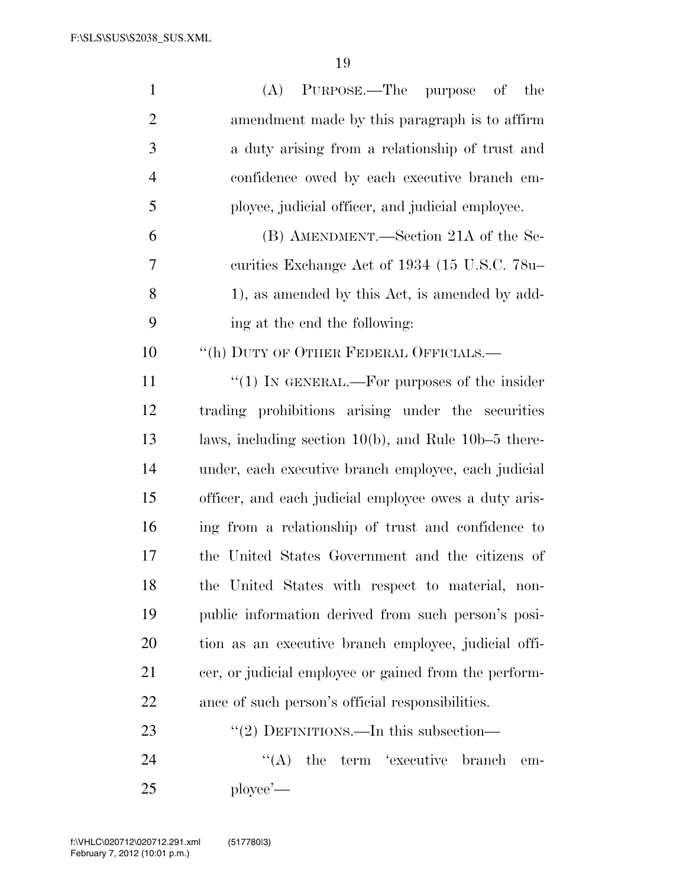(A) PURPOSE.—The purpose of the amendment made by this paragraph is to affirm a duty arising from a relationship of trust and confidence owed by each executive branch employee, judicial officer, and judicial employee.

(B) AMENDMENT.—Section 21A of the Securities Exchange Act of 1934 (15 U.S.C. 78u–1), as amended by this Act, is amended by adding at the end the following:

"(h) DUTY OF OTHER FEDERAL OFFICIALS.—

"(1) IN GENERAL.—For purposes of the insider trading prohibitions arising under the securities laws, including section 10(b), and Rule 10b–5 thereunder, each executive branch employee, each judicial officer, and each judicial employee owes a duty arising from a relationship of trust and confidence to the United States Government and the citizens of the United States with respect to material, nonpublic information derived from such person's position as an executive branch employee, judicial officer, or judicial employee or gained from the performance of such person's official responsibilities.

"(2) DEFINITIONS.—In this subsection—

"(A) the term 'executive branch employee'—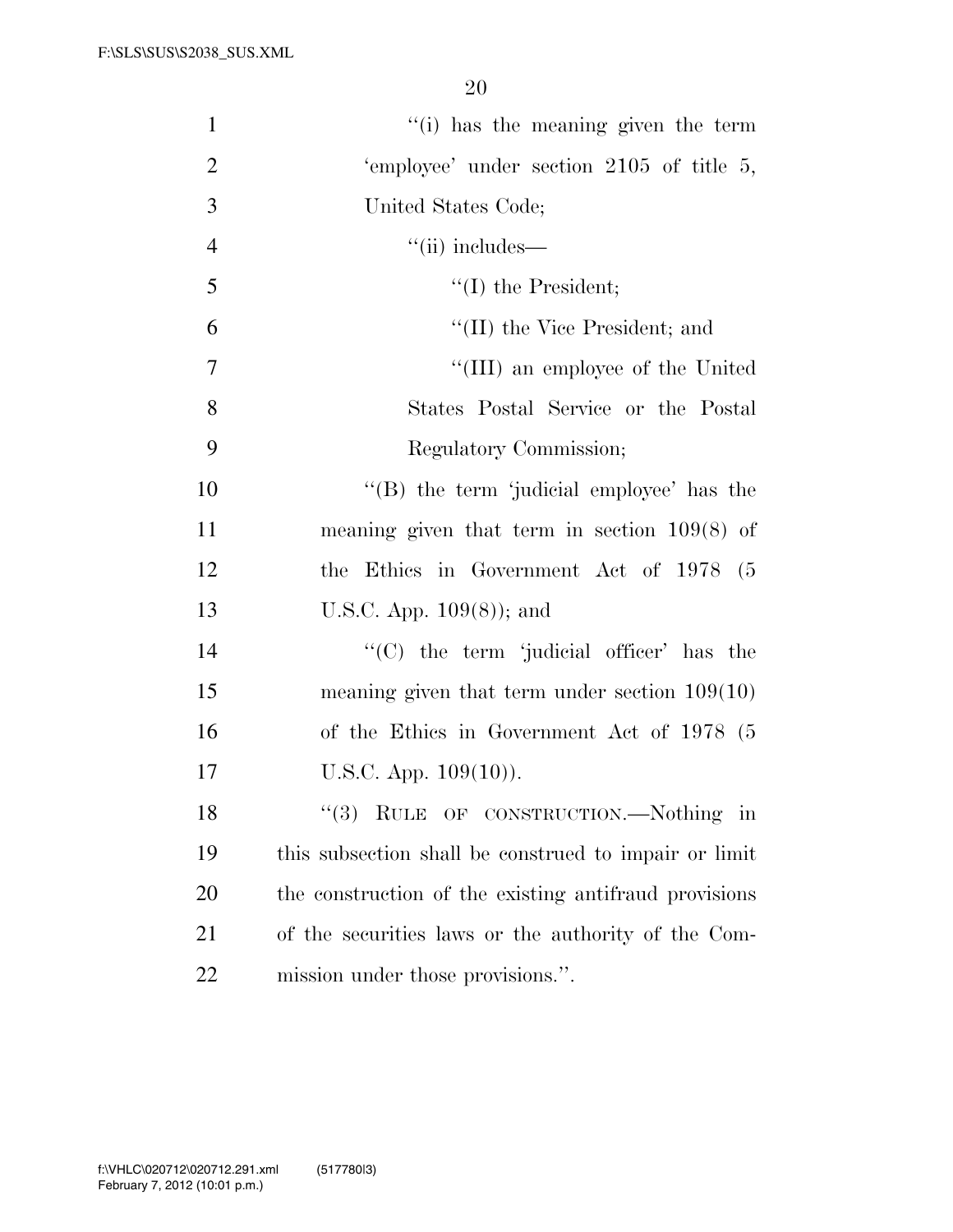''(i) has the meaning given the term 'employee' under section 2105 of title 5, United States Code;

''(ii) includes—

''(I) the President;

''(II) the Vice President; and

''(III) an employee of the United States Postal Service or the Postal Regulatory Commission;

''(B) the term 'judicial employee' has the meaning given that term in section 109(8) of the Ethics in Government Act of 1978 (5 U.S.C. App. 109(8)); and

''(C) the term 'judicial officer' has the meaning given that term under section 109(10) of the Ethics in Government Act of 1978 (5 U.S.C. App. 109(10)).

''(3) RULE OF CONSTRUCTION.—Nothing in this subsection shall be construed to impair or limit the construction of the existing antifraud provisions of the securities laws or the authority of the Commission under those provisions.''.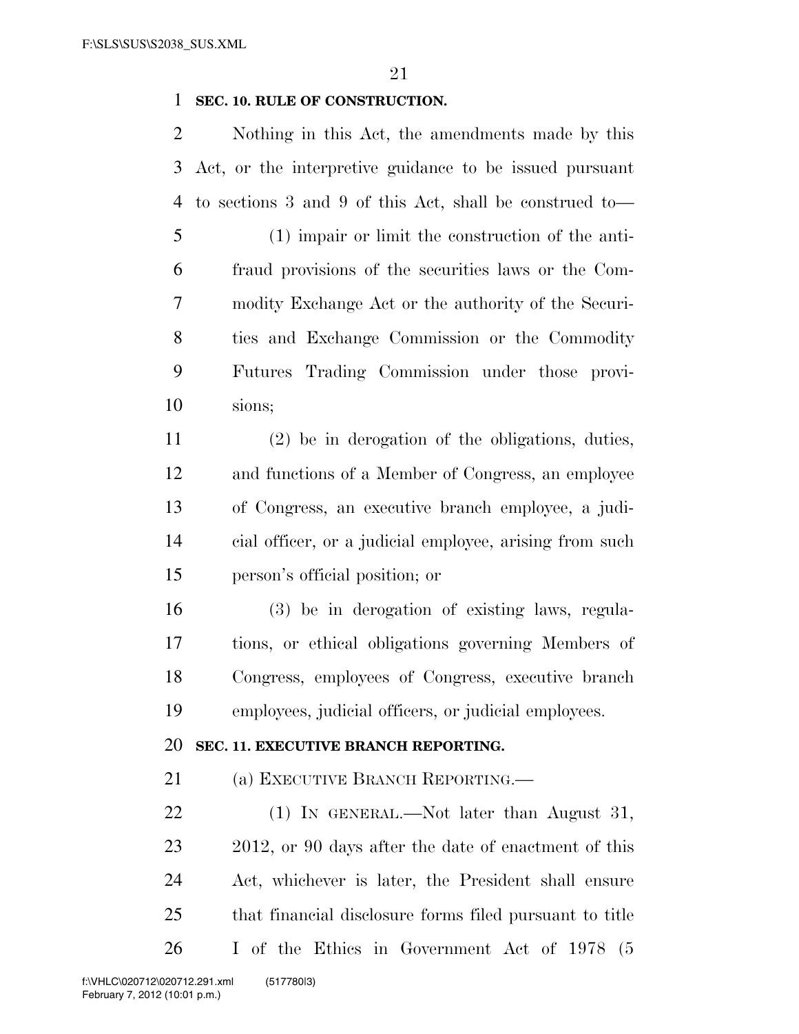**SEC. 10. RULE OF CONSTRUCTION.**

Nothing in this Act, the amendments made by this Act, or the interpretive guidance to be issued pursuant to sections 3 and 9 of this Act, shall be construed to—

(1) impair or limit the construction of the anti-fraud provisions of the securities laws or the Commodity Exchange Act or the authority of the Securities and Exchange Commission or the Commodity Futures Trading Commission under those provisions;

(2) be in derogation of the obligations, duties, and functions of a Member of Congress, an employee of Congress, an executive branch employee, a judicial officer, or a judicial employee, arising from such person's official position; or

(3) be in derogation of existing laws, regulations, or ethical obligations governing Members of Congress, employees of Congress, executive branch employees, judicial officers, or judicial employees.

**SEC. 11. EXECUTIVE BRANCH REPORTING.**

(a) EXECUTIVE BRANCH REPORTING.—

(1) IN GENERAL.—Not later than August 31, 2012, or 90 days after the date of enactment of this Act, whichever is later, the President shall ensure that financial disclosure forms filed pursuant to title I of the Ethics in Government Act of 1978 (5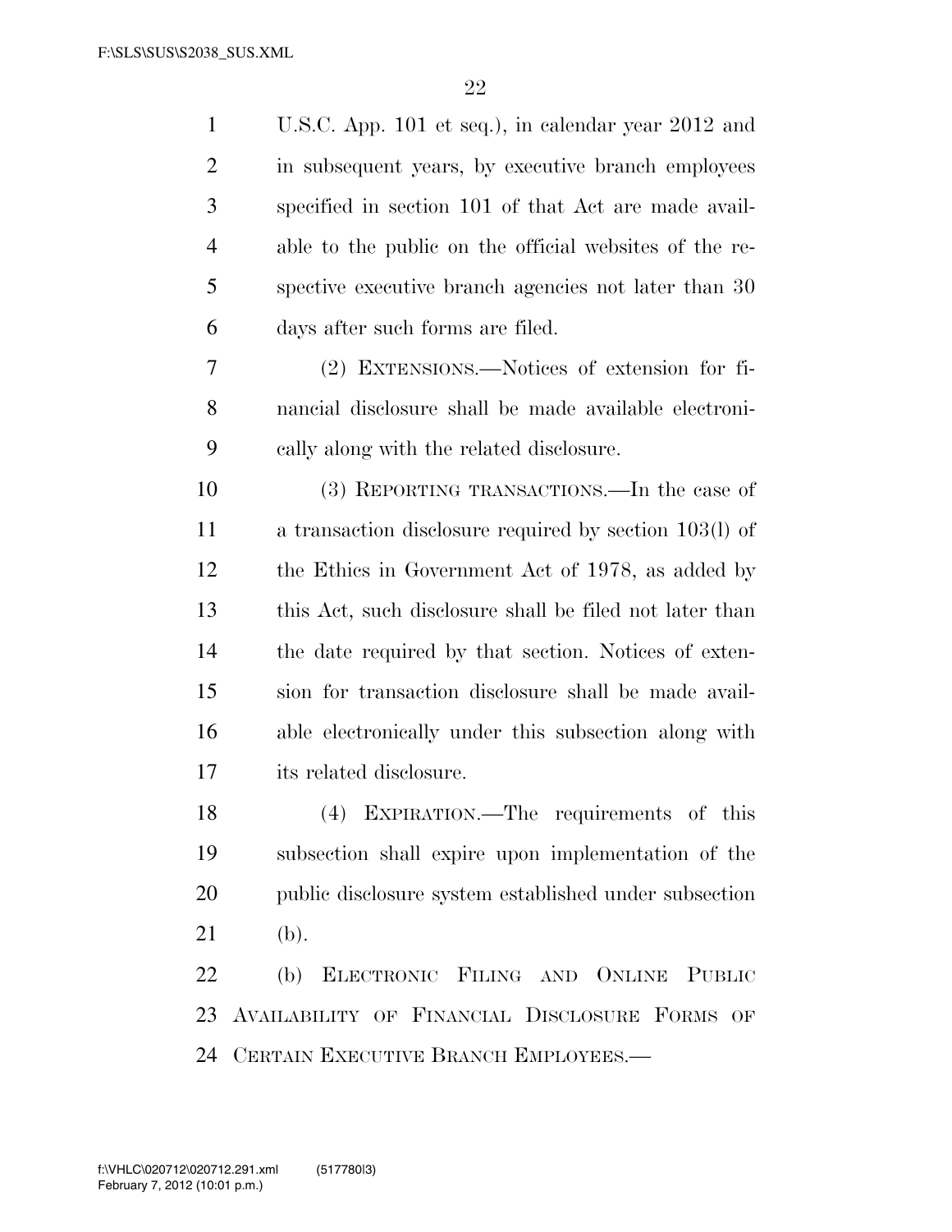U.S.C. App. 101 et seq.), in calendar year 2012 and in subsequent years, by executive branch employees specified in section 101 of that Act are made available to the public on the official websites of the respective executive branch agencies not later than 30 days after such forms are filed.

(2) EXTENSIONS.—Notices of extension for financial disclosure shall be made available electronically along with the related disclosure.

(3) REPORTING TRANSACTIONS.—In the case of a transaction disclosure required by section 103(l) of the Ethics in Government Act of 1978, as added by this Act, such disclosure shall be filed not later than the date required by that section. Notices of extension for transaction disclosure shall be made available electronically under this subsection along with its related disclosure.

(4) EXPIRATION.—The requirements of this subsection shall expire upon implementation of the public disclosure system established under subsection (b).

(b) ELECTRONIC FILING AND ONLINE PUBLIC AVAILABILITY OF FINANCIAL DISCLOSURE FORMS OF CERTAIN EXECUTIVE BRANCH EMPLOYEES.—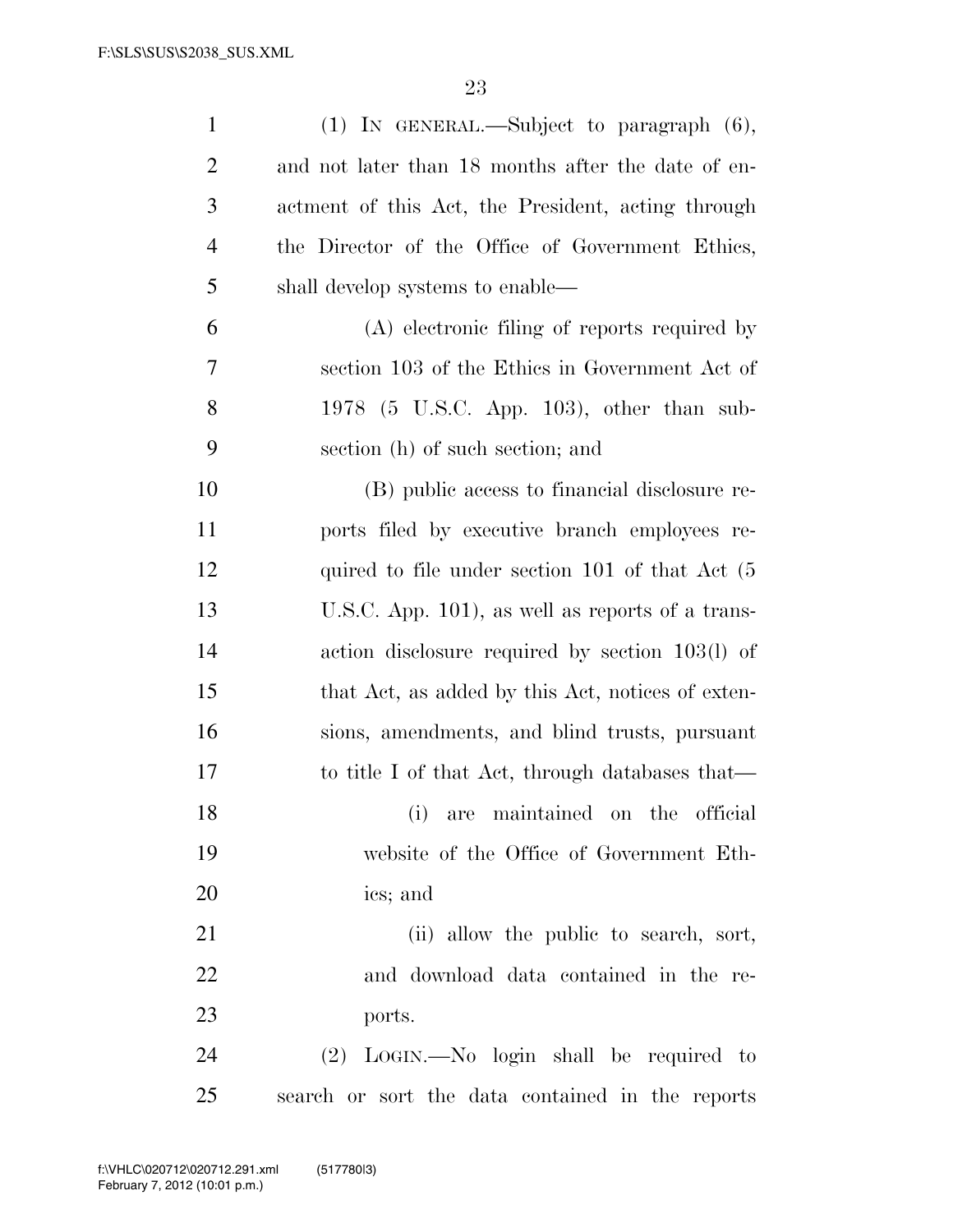(1) IN GENERAL.—Subject to paragraph (6), and not later than 18 months after the date of enactment of this Act, the President, acting through the Director of the Office of Government Ethics, shall develop systems to enable—

(A) electronic filing of reports required by section 103 of the Ethics in Government Act of 1978 (5 U.S.C. App. 103), other than subsection (h) of such section; and

(B) public access to financial disclosure reports filed by executive branch employees required to file under section 101 of that Act (5 U.S.C. App. 101), as well as reports of a transaction disclosure required by section 103(l) of that Act, as added by this Act, notices of extensions, amendments, and blind trusts, pursuant to title I of that Act, through databases that—

(i) are maintained on the official website of the Office of Government Ethics; and

(ii) allow the public to search, sort, and download data contained in the reports.

(2) LOGIN.—No login shall be required to search or sort the data contained in the reports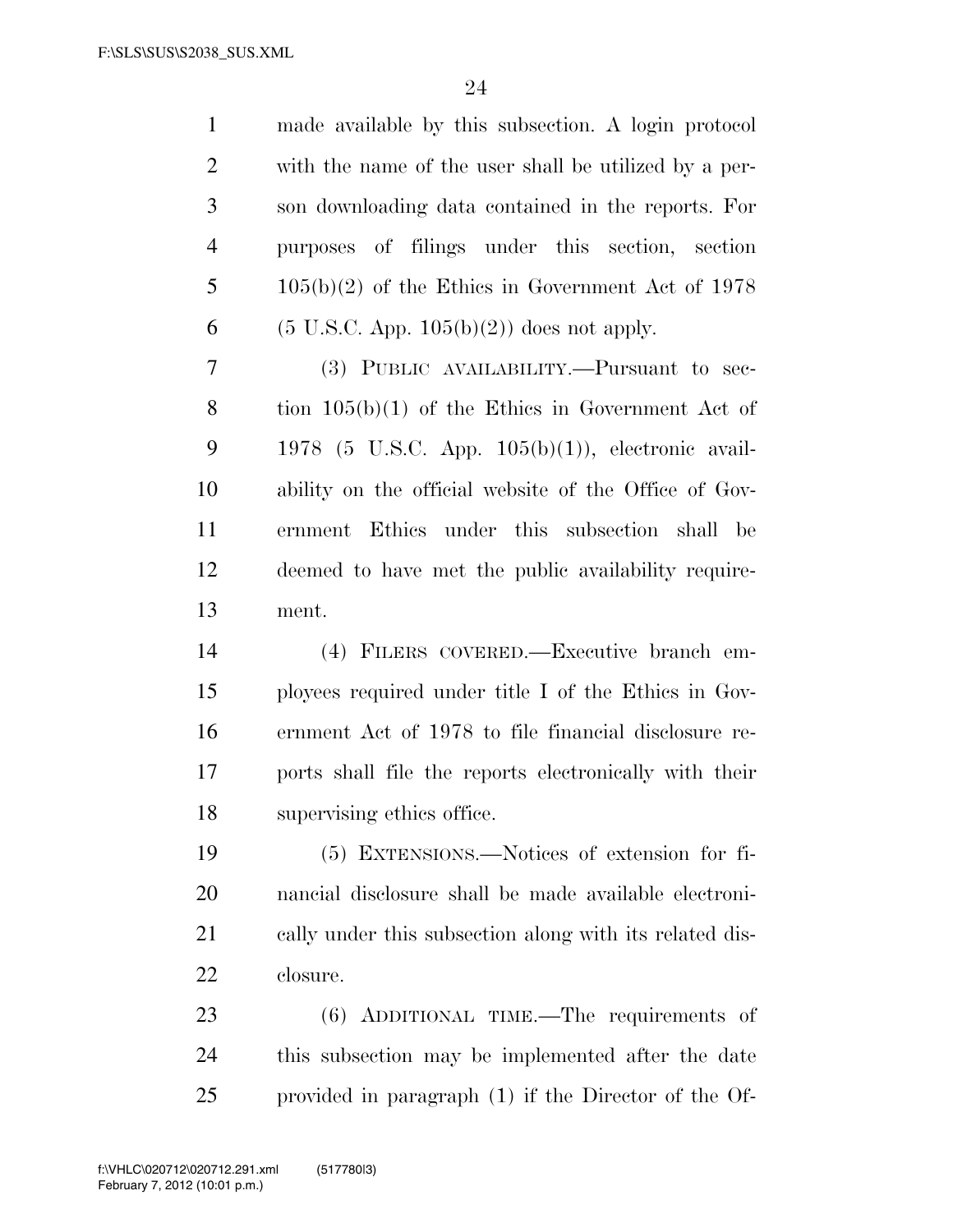made available by this subsection. A login protocol with the name of the user shall be utilized by a person downloading data contained in the reports. For purposes of filings under this section, section 105(b)(2) of the Ethics in Government Act of 1978 (5 U.S.C. App. 105(b)(2)) does not apply.

(3) PUBLIC AVAILABILITY.—Pursuant to section 105(b)(1) of the Ethics in Government Act of 1978 (5 U.S.C. App. 105(b)(1)), electronic availability on the official website of the Office of Government Ethics under this subsection shall be deemed to have met the public availability requirement.

(4) FILERS COVERED.—Executive branch employees required under title I of the Ethics in Government Act of 1978 to file financial disclosure reports shall file the reports electronically with their supervising ethics office.

(5) EXTENSIONS.—Notices of extension for financial disclosure shall be made available electronically under this subsection along with its related disclosure.

(6) ADDITIONAL TIME.—The requirements of this subsection may be implemented after the date provided in paragraph (1) if the Director of the Of-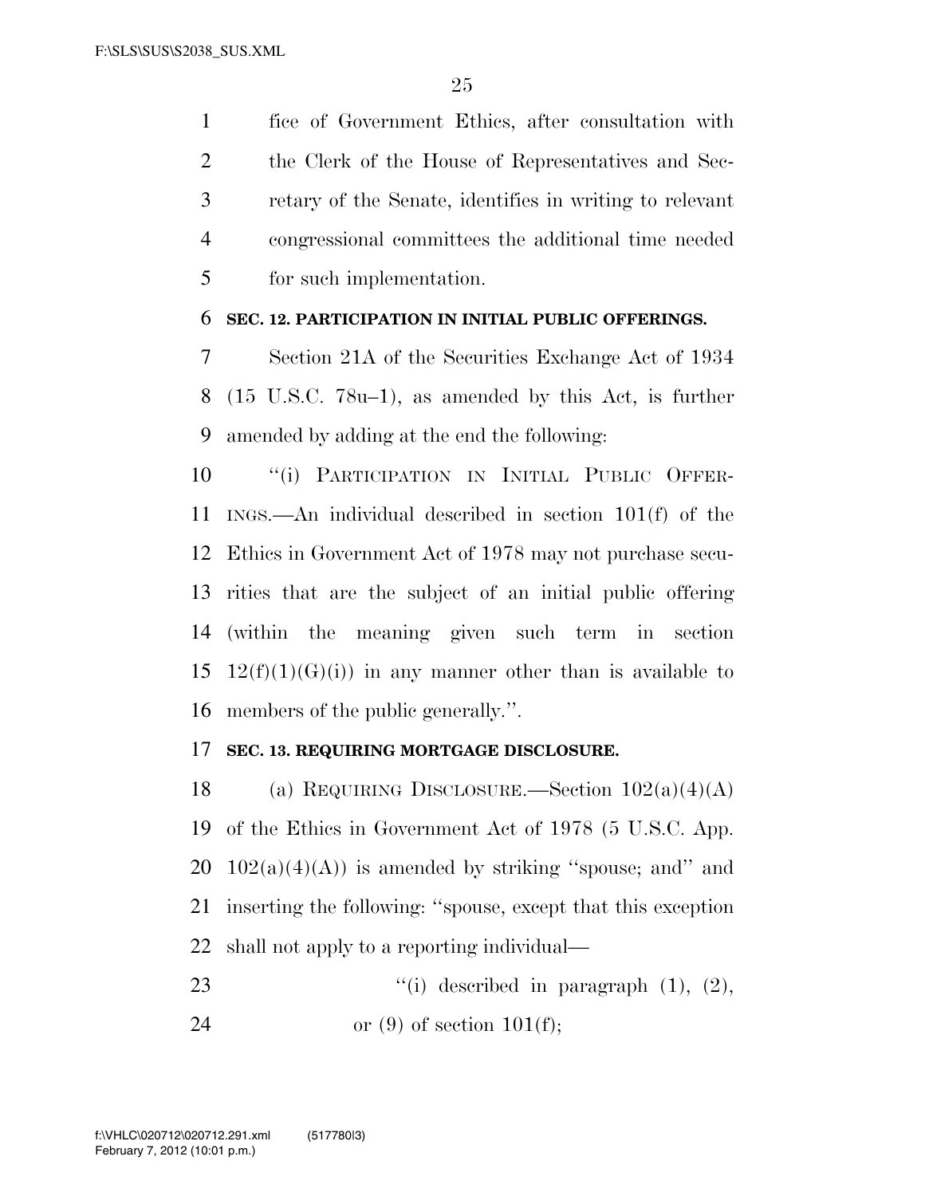fice of Government Ethics, after consultation with the Clerk of the House of Representatives and Secretary of the Senate, identifies in writing to relevant congressional committees the additional time needed for such implementation.

### SEC. 12. PARTICIPATION IN INITIAL PUBLIC OFFERINGS.

Section 21A of the Securities Exchange Act of 1934 (15 U.S.C. 78u–1), as amended by this Act, is further amended by adding at the end the following:

"(i) PARTICIPATION IN INITIAL PUBLIC OFFERINGS.—An individual described in section 101(f) of the Ethics in Government Act of 1978 may not purchase securities that are the subject of an initial public offering (within the meaning given such term in section 12(f)(1)(G)(i)) in any manner other than is available to members of the public generally.".

### SEC. 13. REQUIRING MORTGAGE DISCLOSURE.

(a) REQUIRING DISCLOSURE.—Section 102(a)(4)(A) of the Ethics in Government Act of 1978 (5 U.S.C. App. 102(a)(4)(A)) is amended by striking "spouse; and" and inserting the following: "spouse, except that this exception shall not apply to a reporting individual—

"(i) described in paragraph (1), (2), or (9) of section 101(f);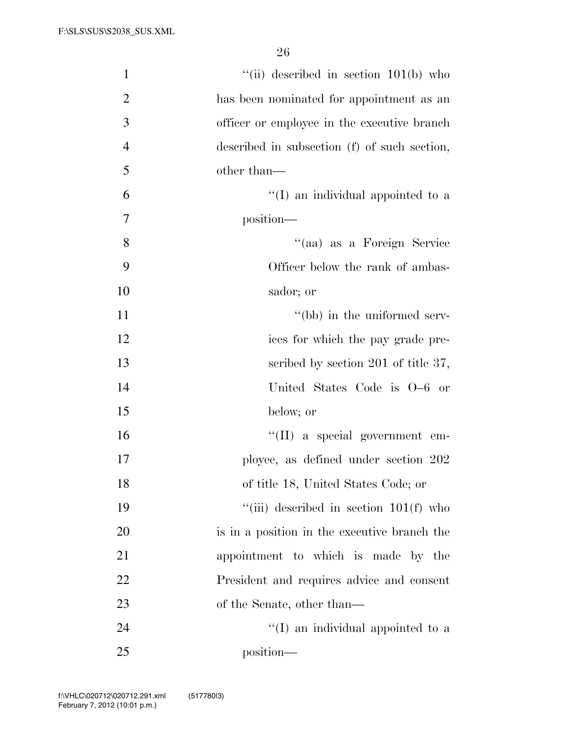"(ii) described in section 101(b) who has been nominated for appointment as an officer or employee in the executive branch described in subsection (f) of such section, other than—

"(I) an individual appointed to a position—

"(aa) as a Foreign Service Officer below the rank of ambassador; or

"(bb) in the uniformed services for which the pay grade prescribed by section 201 of title 37, United States Code is O–6 or below; or

"(II) a special government employee, as defined under section 202 of title 18, United States Code; or

"(iii) described in section 101(f) who is in a position in the executive branch the appointment to which is made by the President and requires advice and consent of the Senate, other than—

"(I) an individual appointed to a position—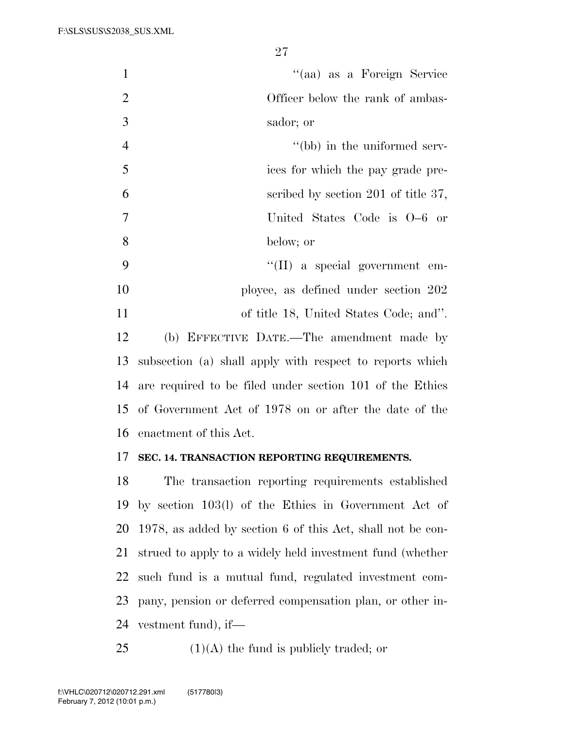"(aa) as a Foreign Service Officer below the rank of ambassador; or

"(bb) in the uniformed services for which the pay grade prescribed by section 201 of title 37, United States Code is O–6 or below; or

"(II) a special government employee, as defined under section 202 of title 18, United States Code; and".

(b) EFFECTIVE DATE.—The amendment made by subsection (a) shall apply with respect to reports which are required to be filed under section 101 of the Ethics of Government Act of 1978 on or after the date of the enactment of this Act.

**SEC. 14. TRANSACTION REPORTING REQUIREMENTS.**

The transaction reporting requirements established by section 103(l) of the Ethics in Government Act of 1978, as added by section 6 of this Act, shall not be construed to apply to a widely held investment fund (whether such fund is a mutual fund, regulated investment company, pension or deferred compensation plan, or other investment fund), if—

(1)(A) the fund is publicly traded; or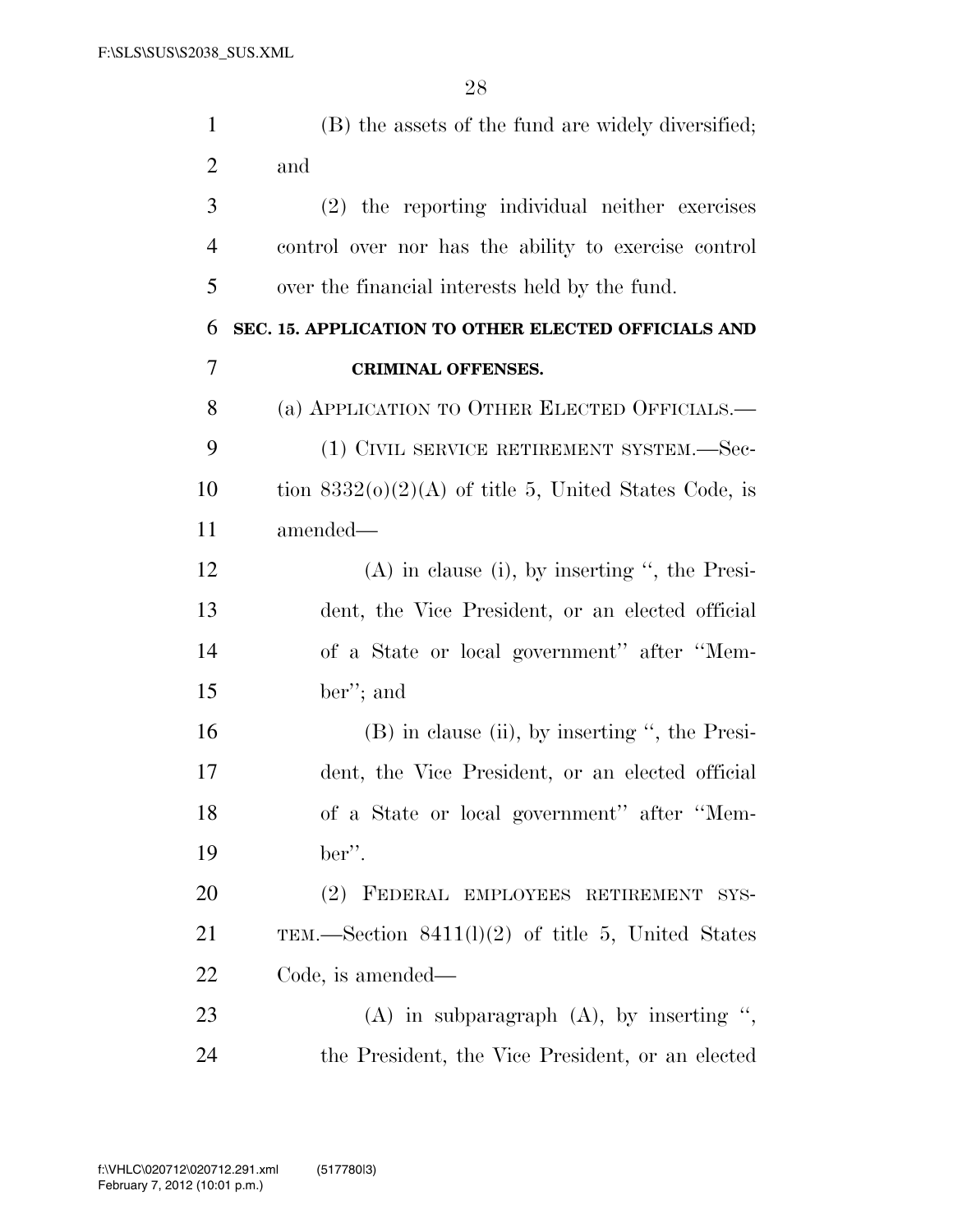(B) the assets of the fund are widely diversified; and

(2) the reporting individual neither exercises control over nor has the ability to exercise control over the financial interests held by the fund.

**SEC. 15. APPLICATION TO OTHER ELECTED OFFICIALS AND CRIMINAL OFFENSES.**

(a) APPLICATION TO OTHER ELECTED OFFICIALS.—

(1) CIVIL SERVICE RETIREMENT SYSTEM.—Section 8332(o)(2)(A) of title 5, United States Code, is amended—

(A) in clause (i), by inserting ", the President, the Vice President, or an elected official of a State or local government" after "Member"; and

(B) in clause (ii), by inserting ", the President, the Vice President, or an elected official of a State or local government" after "Member".

(2) FEDERAL EMPLOYEES RETIREMENT SYSTEM.—Section 8411(l)(2) of title 5, United States Code, is amended—

(A) in subparagraph (A), by inserting ", the President, the Vice President, or an elected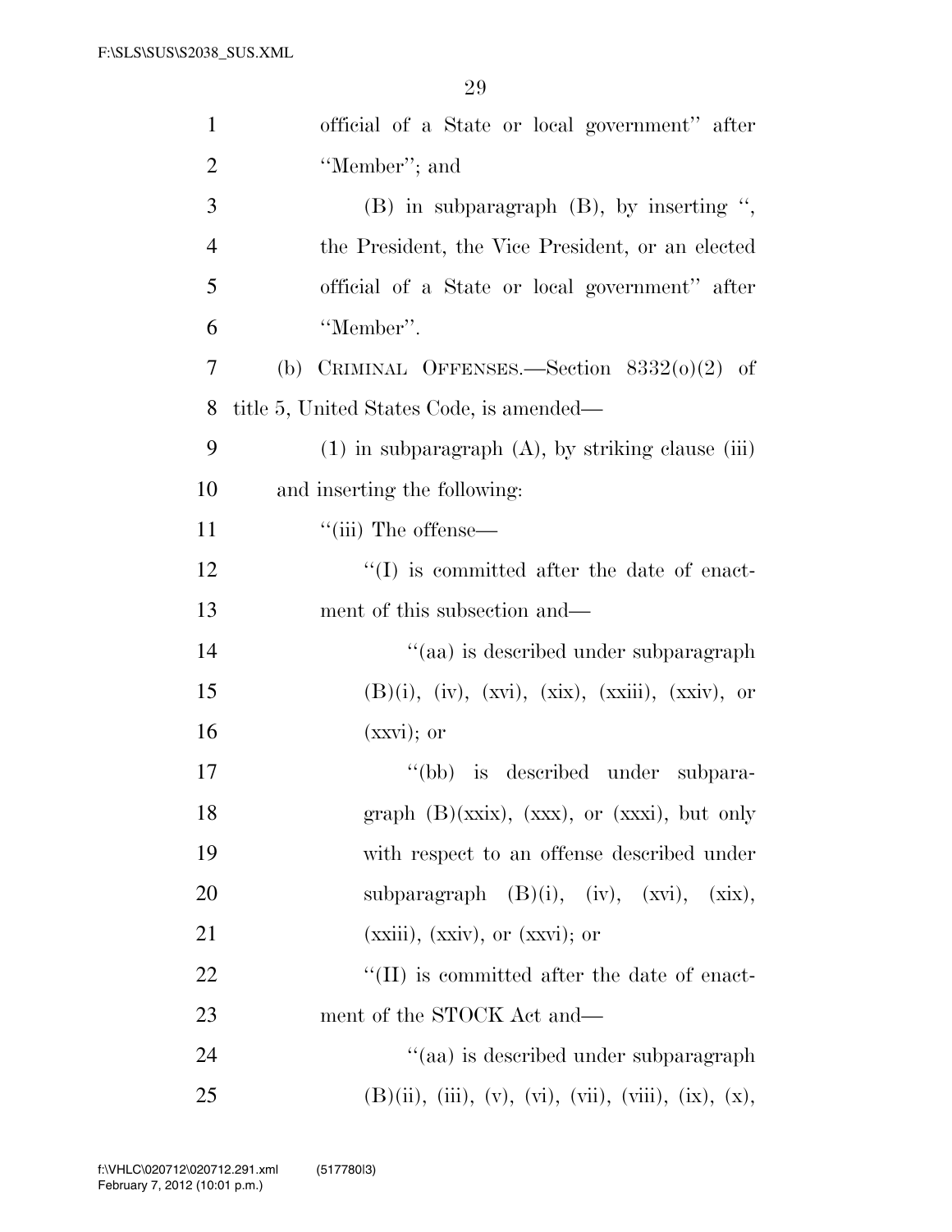official of a State or local government'' after ''Member''; and

(B) in subparagraph (B), by inserting '', the President, the Vice President, or an elected official of a State or local government'' after ''Member''.

(b) CRIMINAL OFFENSES.—Section 8332(o)(2) of title 5, United States Code, is amended—

(1) in subparagraph (A), by striking clause (iii) and inserting the following:

''(iii) The offense—

''(I) is committed after the date of enactment of this subsection and—

''(aa) is described under subparagraph (B)(i), (iv), (xvi), (xix), (xxiii), (xxiv), or (xxvi); or

''(bb) is described under subparagraph (B)(xxix), (xxx), or (xxxi), but only with respect to an offense described under subparagraph (B)(i), (iv), (xvi), (xix), (xxiii), (xxiv), or (xxvi); or

''(II) is committed after the date of enactment of the STOCK Act and—

''(aa) is described under subparagraph (B)(ii), (iii), (v), (vi), (vii), (viii), (ix), (x),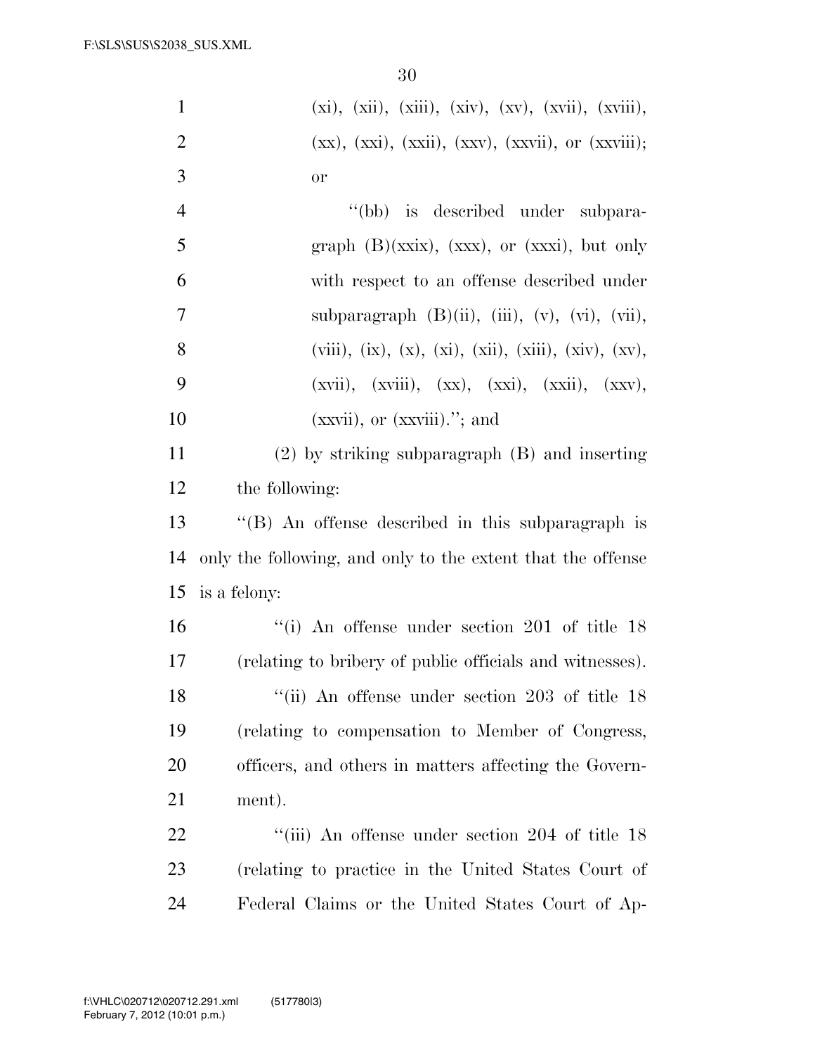(xi), (xii), (xiii), (xiv), (xv), (xvii), (xviii), (xx), (xxi), (xxii), (xxv), (xxvii), or (xxviii); or

''(bb) is described under subparagraph (B)(xxix), (xxx), or (xxxi), but only with respect to an offense described under subparagraph (B)(ii), (iii), (v), (vi), (vii), (viii), (ix), (x), (xi), (xii), (xiii), (xiv), (xv), (xvii), (xviii), (xx), (xxi), (xxii), (xxv), (xxvii), or (xxviii).''; and

(2) by striking subparagraph (B) and inserting the following:

''(B) An offense described in this subparagraph is only the following, and only to the extent that the offense is a felony:

''(i) An offense under section 201 of title 18 (relating to bribery of public officials and witnesses).

''(ii) An offense under section 203 of title 18 (relating to compensation to Member of Congress, officers, and others in matters affecting the Government).

''(iii) An offense under section 204 of title 18 (relating to practice in the United States Court of Federal Claims or the United States Court of Ap-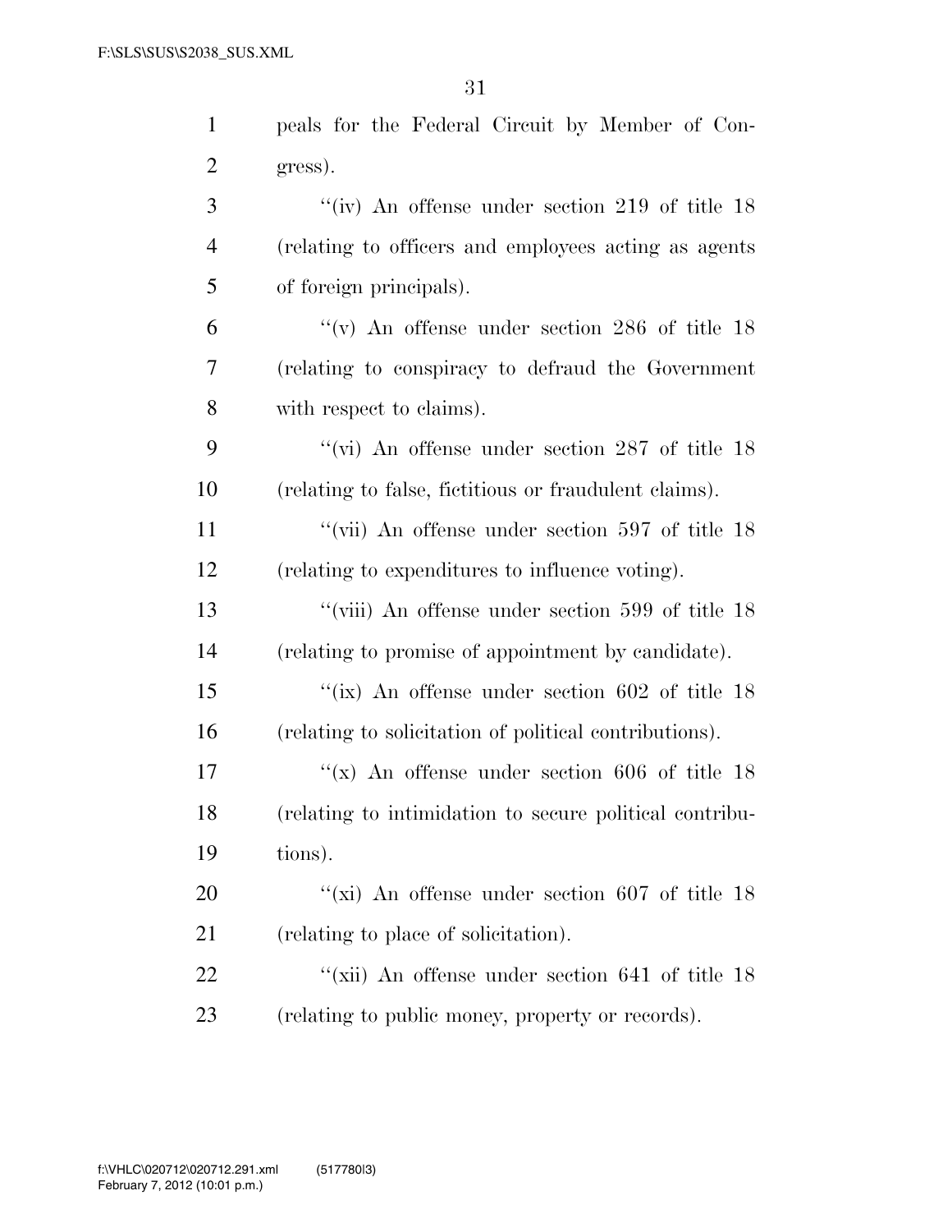peals for the Federal Circuit by Member of Congress).

"(iv) An offense under section 219 of title 18 (relating to officers and employees acting as agents of foreign principals).

"(v) An offense under section 286 of title 18 (relating to conspiracy to defraud the Government with respect to claims).

"(vi) An offense under section 287 of title 18 (relating to false, fictitious or fraudulent claims).

"(vii) An offense under section 597 of title 18 (relating to expenditures to influence voting).

"(viii) An offense under section 599 of title 18 (relating to promise of appointment by candidate).

"(ix) An offense under section 602 of title 18 (relating to solicitation of political contributions).

"(x) An offense under section 606 of title 18 (relating to intimidation to secure political contributions).

"(xi) An offense under section 607 of title 18 (relating to place of solicitation).

"(xii) An offense under section 641 of title 18 (relating to public money, property or records).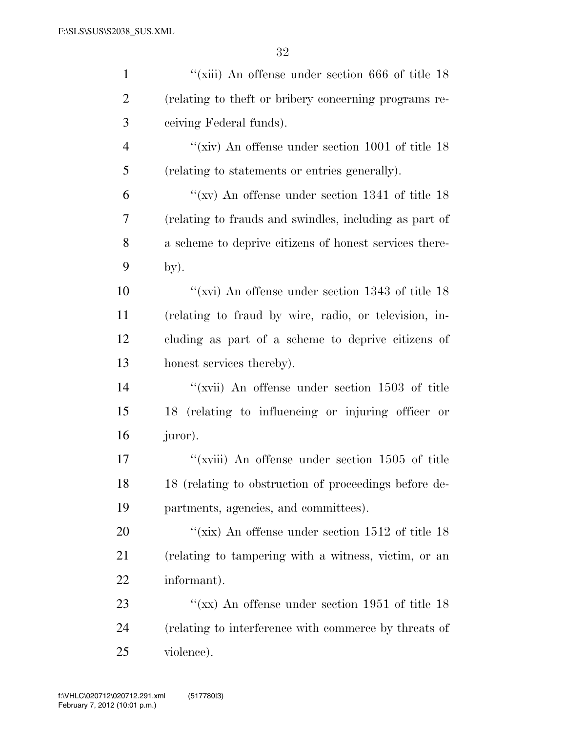''(xiii) An offense under section 666 of title 18 (relating to theft or bribery concerning programs receiving Federal funds).

''(xiv) An offense under section 1001 of title 18 (relating to statements or entries generally).

''(xv) An offense under section 1341 of title 18 (relating to frauds and swindles, including as part of a scheme to deprive citizens of honest services thereby).

''(xvi) An offense under section 1343 of title 18 (relating to fraud by wire, radio, or television, including as part of a scheme to deprive citizens of honest services thereby).

''(xvii) An offense under section 1503 of title 18 (relating to influencing or injuring officer or juror).

''(xviii) An offense under section 1505 of title 18 (relating to obstruction of proceedings before departments, agencies, and committees).

''(xix) An offense under section 1512 of title 18 (relating to tampering with a witness, victim, or an informant).

''(xx) An offense under section 1951 of title 18 (relating to interference with commerce by threats of violence).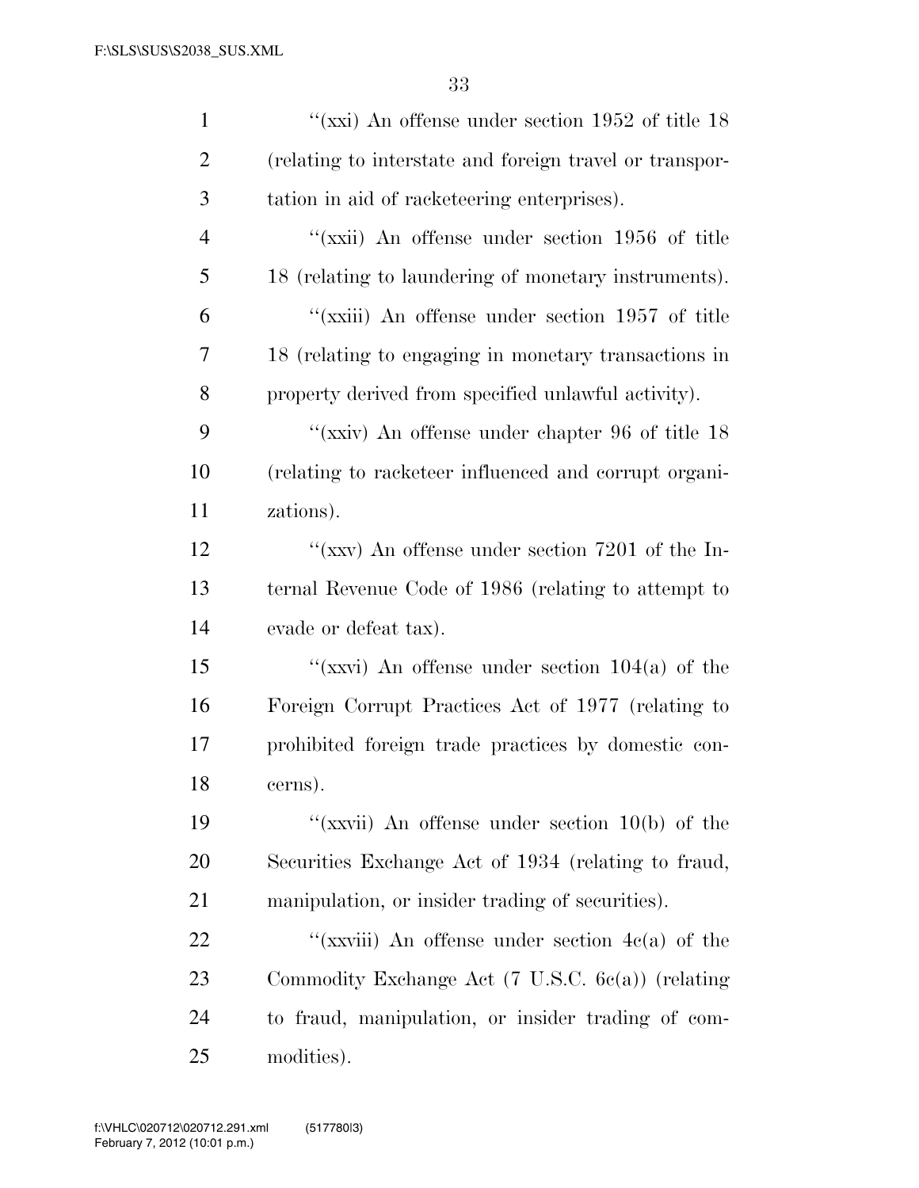''(xxi) An offense under section 1952 of title 18 (relating to interstate and foreign travel or transportation in aid of racketeering enterprises).

''(xxii) An offense under section 1956 of title 18 (relating to laundering of monetary instruments).

''(xxiii) An offense under section 1957 of title 18 (relating to engaging in monetary transactions in property derived from specified unlawful activity).

''(xxiv) An offense under chapter 96 of title 18 (relating to racketeer influenced and corrupt organizations).

''(xxv) An offense under section 7201 of the Internal Revenue Code of 1986 (relating to attempt to evade or defeat tax).

''(xxvi) An offense under section 104(a) of the Foreign Corrupt Practices Act of 1977 (relating to prohibited foreign trade practices by domestic concerns).

''(xxvii) An offense under section 10(b) of the Securities Exchange Act of 1934 (relating to fraud, manipulation, or insider trading of securities).

''(xxviii) An offense under section 4c(a) of the Commodity Exchange Act (7 U.S.C. 6c(a)) (relating to fraud, manipulation, or insider trading of commodities).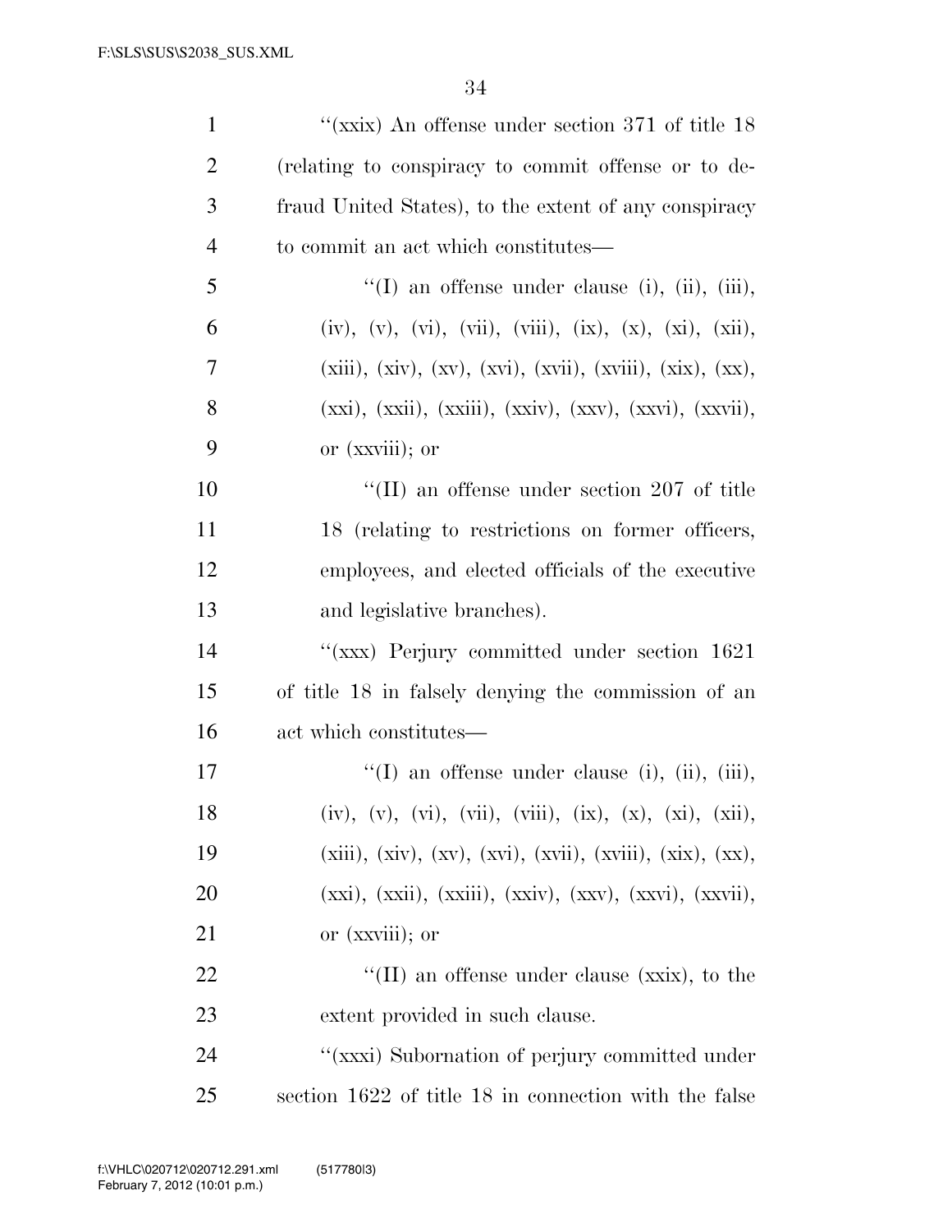''(xxix) An offense under section 371 of title 18 (relating to conspiracy to commit offense or to defraud United States), to the extent of any conspiracy to commit an act which constitutes—

''(I) an offense under clause (i), (ii), (iii), (iv), (v), (vi), (vii), (viii), (ix), (x), (xi), (xii), (xiii), (xiv), (xv), (xvi), (xvii), (xviii), (xix), (xx), (xxi), (xxii), (xxiii), (xxiv), (xxv), (xxvi), (xxvii), or (xxviii); or

''(II) an offense under section 207 of title 18 (relating to restrictions on former officers, employees, and elected officials of the executive and legislative branches).

''(xxx) Perjury committed under section 1621 of title 18 in falsely denying the commission of an act which constitutes—

''(I) an offense under clause (i), (ii), (iii), (iv), (v), (vi), (vii), (viii), (ix), (x), (xi), (xii), (xiii), (xiv), (xv), (xvi), (xvii), (xviii), (xix), (xx), (xxi), (xxii), (xxiii), (xxiv), (xxv), (xxvi), (xxvii), or (xxviii); or

''(II) an offense under clause (xxix), to the extent provided in such clause.

''(xxxi) Subornation of perjury committed under section 1622 of title 18 in connection with the false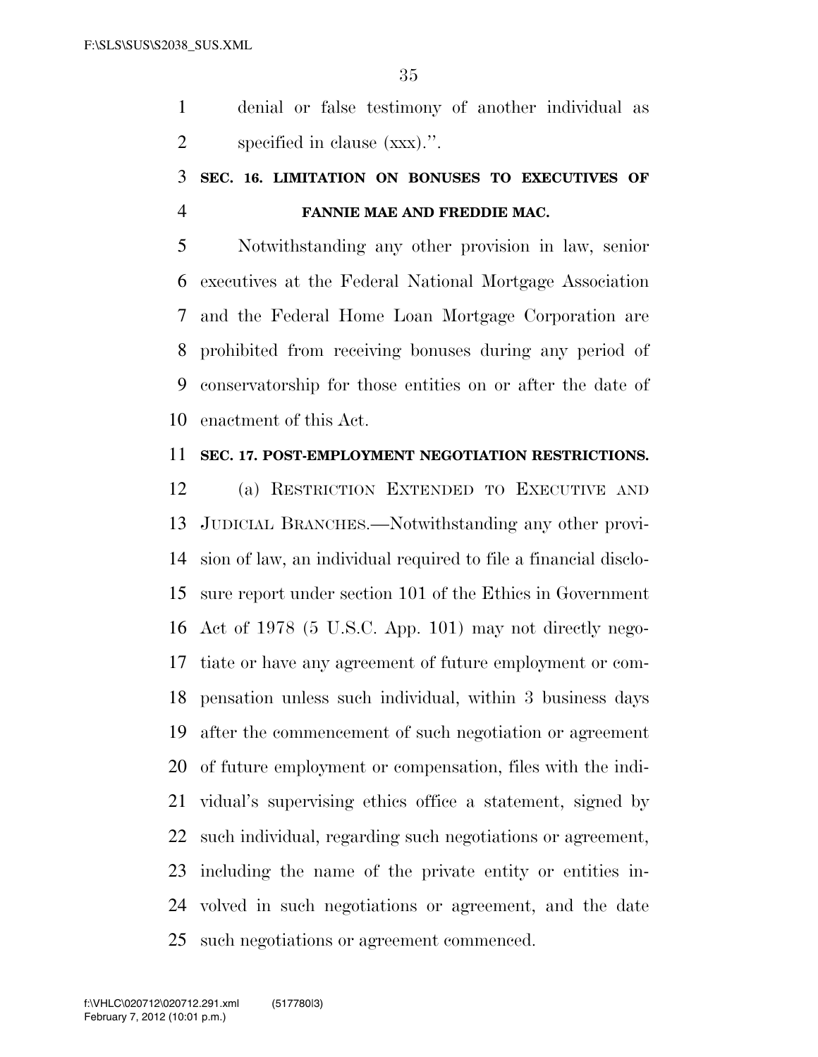denial or false testimony of another individual as specified in clause (xxx).''.

## SEC. 16. LIMITATION ON BONUSES TO EXECUTIVES OF FANNIE MAE AND FREDDIE MAC.

Notwithstanding any other provision in law, senior executives at the Federal National Mortgage Association and the Federal Home Loan Mortgage Corporation are prohibited from receiving bonuses during any period of conservatorship for those entities on or after the date of enactment of this Act.

## SEC. 17. POST-EMPLOYMENT NEGOTIATION RESTRICTIONS.

(a) RESTRICTION EXTENDED TO EXECUTIVE AND JUDICIAL BRANCHES.—Notwithstanding any other provision of law, an individual required to file a financial disclosure report under section 101 of the Ethics in Government Act of 1978 (5 U.S.C. App. 101) may not directly negotiate or have any agreement of future employment or compensation unless such individual, within 3 business days after the commencement of such negotiation or agreement of future employment or compensation, files with the individual's supervising ethics office a statement, signed by such individual, regarding such negotiations or agreement, including the name of the private entity or entities involved in such negotiations or agreement, and the date such negotiations or agreement commenced.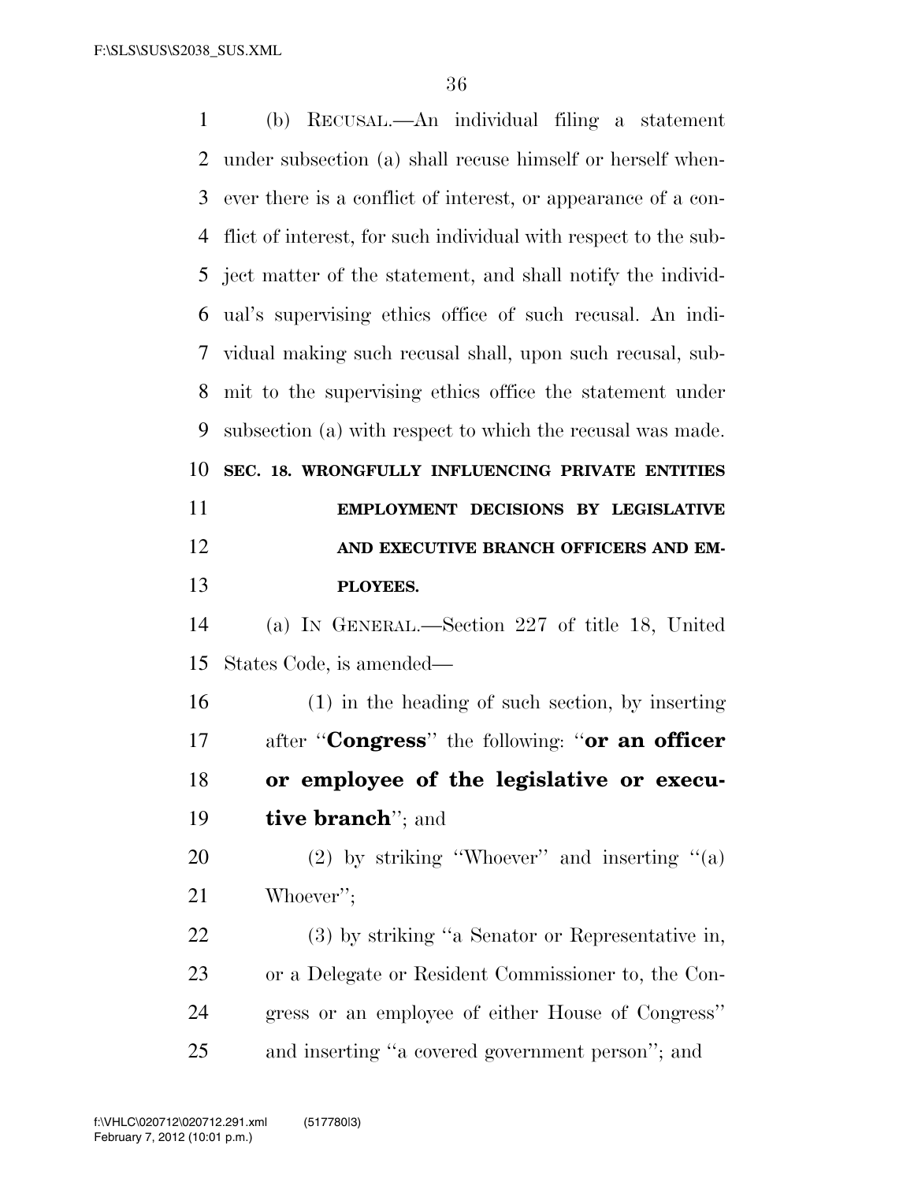(b) RECUSAL.—An individual filing a statement under subsection (a) shall recuse himself or herself whenever there is a conflict of interest, or appearance of a conflict of interest, for such individual with respect to the subject matter of the statement, and shall notify the individual's supervising ethics office of such recusal. An individual making such recusal shall, upon such recusal, submit to the supervising ethics office the statement under subsection (a) with respect to which the recusal was made.

**SEC. 18. WRONGFULLY INFLUENCING PRIVATE ENTITIES EMPLOYMENT DECISIONS BY LEGISLATIVE AND EXECUTIVE BRANCH OFFICERS AND EMPLOYEES.**

(a) IN GENERAL.—Section 227 of title 18, United States Code, is amended—

(1) in the heading of such section, by inserting after "**Congress**" the following: "**or an officer or employee of the legislative or executive branch**"; and

(2) by striking "Whoever" and inserting "(a) Whoever";

(3) by striking "a Senator or Representative in, or a Delegate or Resident Commissioner to, the Congress or an employee of either House of Congress" and inserting "a covered government person"; and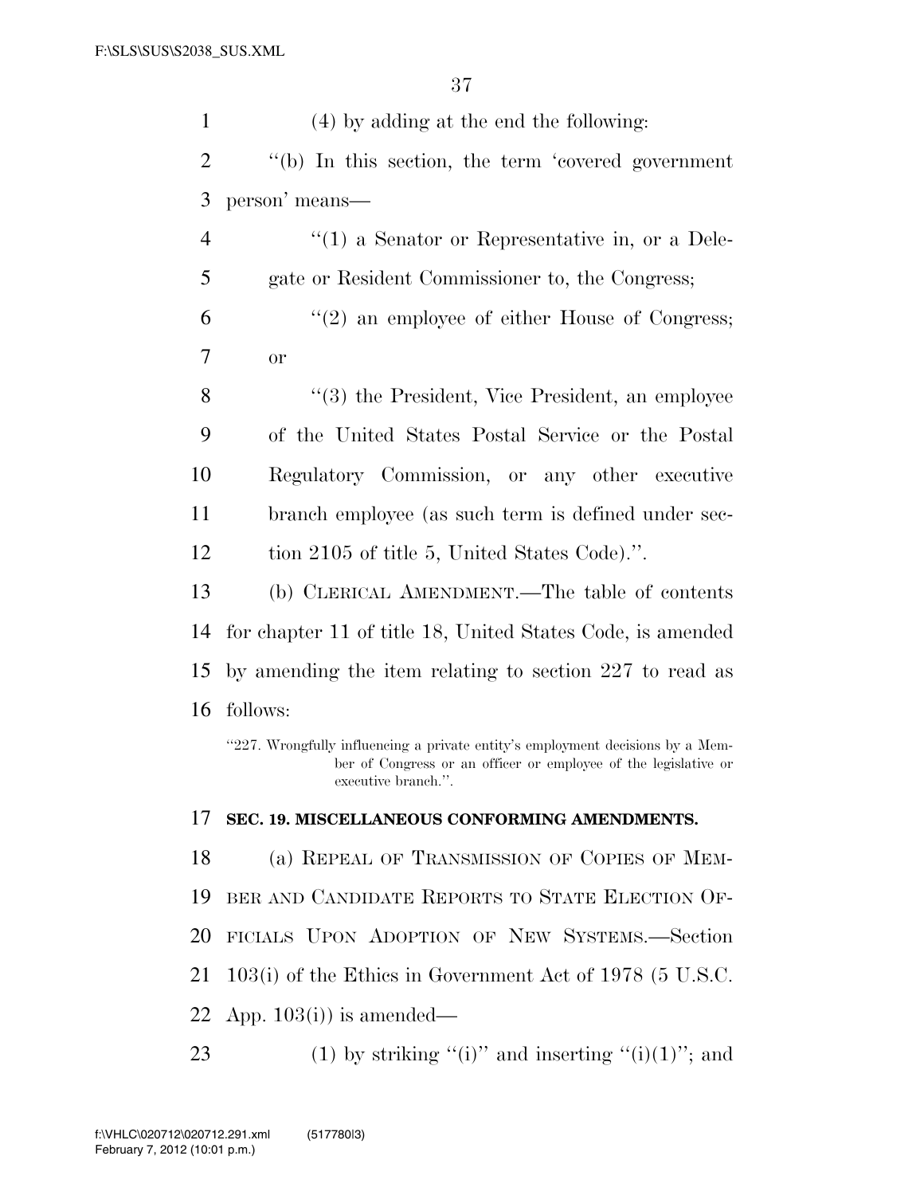(4) by adding at the end the following:

"(b) In this section, the term 'covered government person' means—

"(1) a Senator or Representative in, or a Delegate or Resident Commissioner to, the Congress;

"(2) an employee of either House of Congress; or

"(3) the President, Vice President, an employee of the United States Postal Service or the Postal Regulatory Commission, or any other executive branch employee (as such term is defined under section 2105 of title 5, United States Code).".

(b) CLERICAL AMENDMENT.—The table of contents for chapter 11 of title 18, United States Code, is amended by amending the item relating to section 227 to read as follows:

"227. Wrongfully influencing a private entity's employment decisions by a Member of Congress or an officer or employee of the legislative or executive branch.".

**SEC. 19. MISCELLANEOUS CONFORMING AMENDMENTS.**

(a) REPEAL OF TRANSMISSION OF COPIES OF MEMBER AND CANDIDATE REPORTS TO STATE ELECTION OFFICIALS UPON ADOPTION OF NEW SYSTEMS.—Section 103(i) of the Ethics in Government Act of 1978 (5 U.S.C. App. 103(i)) is amended—

(1) by striking "(i)" and inserting "(i)(1)"; and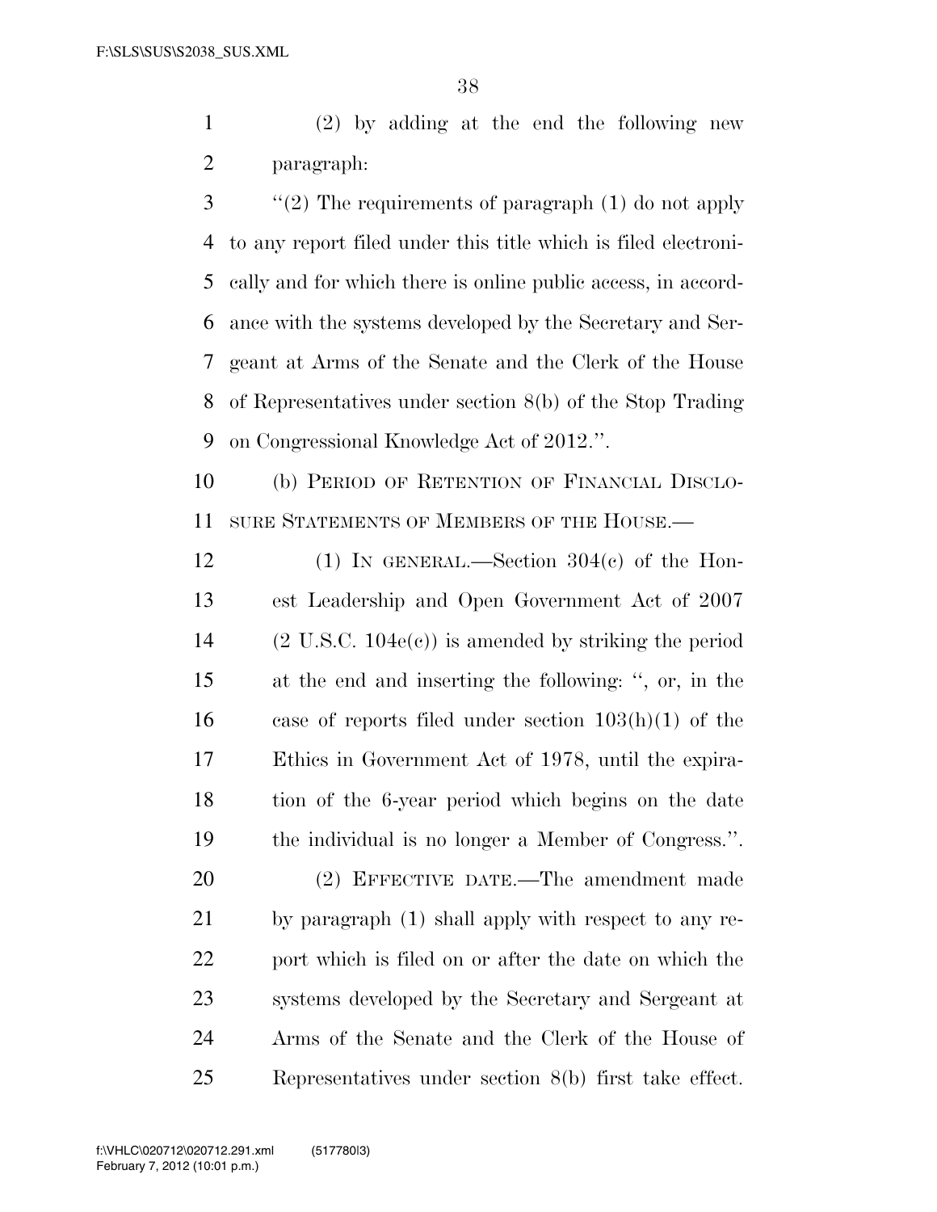(2) by adding at the end the following new paragraph:

"(2) The requirements of paragraph (1) do not apply to any report filed under this title which is filed electronically and for which there is online public access, in accordance with the systems developed by the Secretary and Sergeant at Arms of the Senate and the Clerk of the House of Representatives under section 8(b) of the Stop Trading on Congressional Knowledge Act of 2012.".

(b) PERIOD OF RETENTION OF FINANCIAL DISCLOSURE STATEMENTS OF MEMBERS OF THE HOUSE.—

(1) IN GENERAL.—Section 304(c) of the Honest Leadership and Open Government Act of 2007 (2 U.S.C. 104e(c)) is amended by striking the period at the end and inserting the following: ", or, in the case of reports filed under section 103(h)(1) of the Ethics in Government Act of 1978, until the expiration of the 6-year period which begins on the date the individual is no longer a Member of Congress.".

(2) EFFECTIVE DATE.—The amendment made by paragraph (1) shall apply with respect to any report which is filed on or after the date on which the systems developed by the Secretary and Sergeant at Arms of the Senate and the Clerk of the House of Representatives under section 8(b) first take effect.